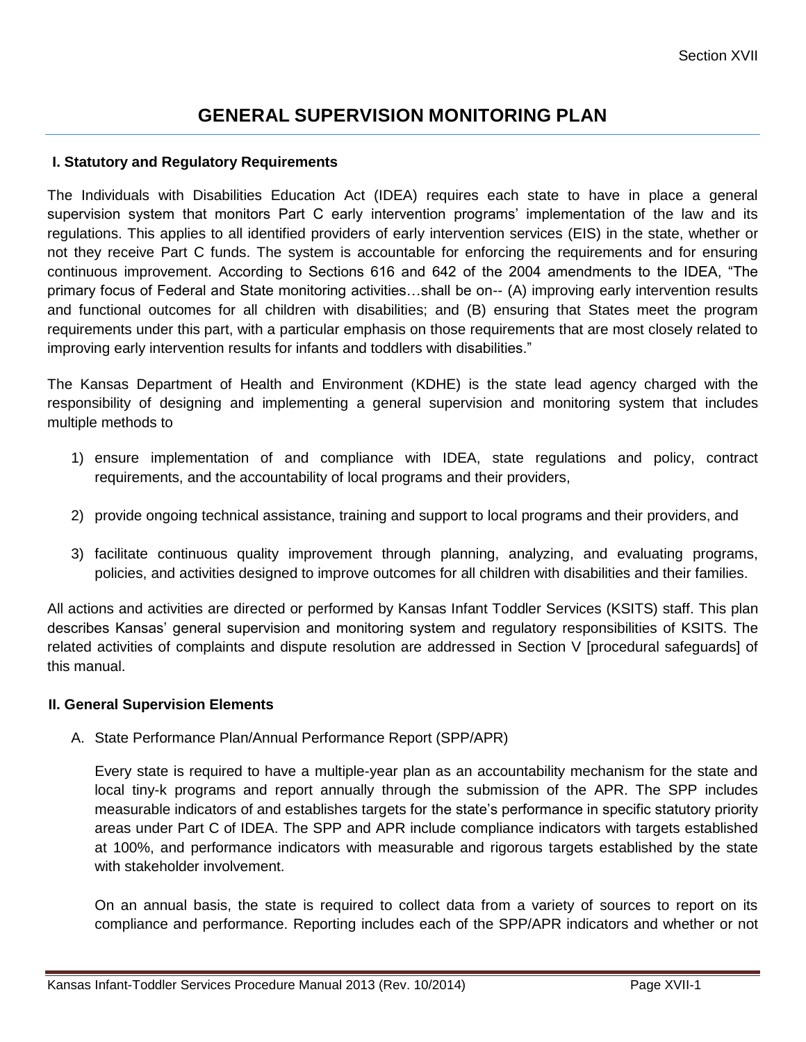# GENERAL SUPERVISION MONITORING PLAN

## I. Statutory and Regulatory Requirements

The Individuals with Disabilities Education Act (IDEA) requires each state to have in place a general supervision system that monitors Part C early intervention programs' implementation of the law and its regulations. This applies to all identified providers of early intervention services (EIS) in the state, whether or not they receive Part C funds. The system is accountable for enforcing the requirements and for ensuring continuous improvement. According to Sections 616 and 642 of the 2004 amendments to the IDEA, "The primary focus of Federal and State monitoring activities…shall be on-- (A) improving early intervention results and functional outcomes for all children with disabilities; and (B) ensuring that States meet the program requirements under this part, with a particular emphasis on those requirements that are most closely related to improving early intervention results for infants and toddlers with disabilities."

The Kansas Department of Health and Environment (KDHE) is the state lead agency charged with the responsibility of designing and implementing a general supervision and monitoring system that includes multiple methods to

1) ensure implementation of and compliance with IDEA, state regulations and policy, contract requirements, and the accountability of local programs and their providers,
2) provide ongoing technical assistance, training and support to local programs and their providers, and
3) facilitate continuous quality improvement through planning, analyzing, and evaluating programs, policies, and activities designed to improve outcomes for all children with disabilities and their families.

All actions and activities are directed or performed by Kansas Infant Toddler Services (KSITS) staff. This plan describes Kansas' general supervision and monitoring system and regulatory responsibilities of KSITS. The related activities of complaints and dispute resolution are addressed in Section V [procedural safeguards] of this manual.

## II. General Supervision Elements

A. State Performance Plan/Annual Performance Report (SPP/APR)

Every state is required to have a multiple-year plan as an accountability mechanism for the state and local tiny-k programs and report annually through the submission of the APR. The SPP includes measurable indicators of and establishes targets for the state's performance in specific statutory priority areas under Part C of IDEA. The SPP and APR include compliance indicators with targets established at 100%, and performance indicators with measurable and rigorous targets established by the state with stakeholder involvement.

On an annual basis, the state is required to collect data from a variety of sources to report on its compliance and performance. Reporting includes each of the SPP/APR indicators and whether or not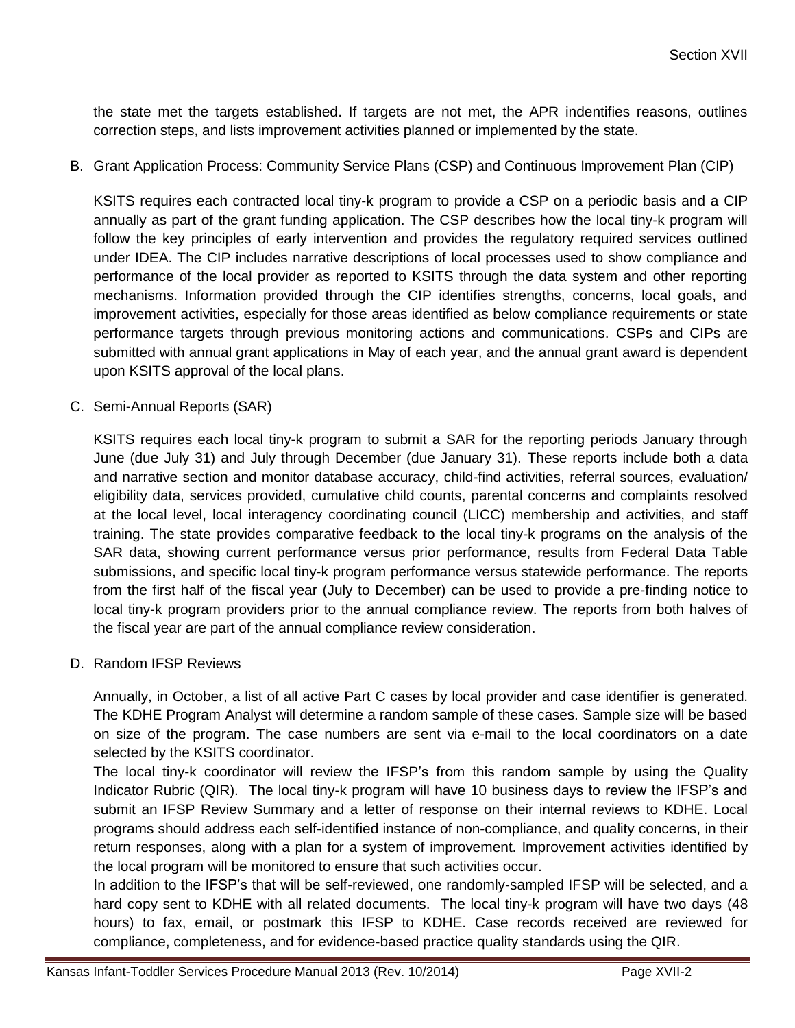the state met the targets established. If targets are not met, the APR indentifies reasons, outlines correction steps, and lists improvement activities planned or implemented by the state.

B. Grant Application Process: Community Service Plans (CSP) and Continuous Improvement Plan (CIP)

   KSITS requires each contracted local tiny-k program to provide a CSP on a periodic basis and a CIP annually as part of the grant funding application. The CSP describes how the local tiny-k program will follow the key principles of early intervention and provides the regulatory required services outlined under IDEA. The CIP includes narrative descriptions of local processes used to show compliance and performance of the local provider as reported to KSITS through the data system and other reporting mechanisms. Information provided through the CIP identifies strengths, concerns, local goals, and improvement activities, especially for those areas identified as below compliance requirements or state performance targets through previous monitoring actions and communications. CSPs and CIPs are submitted with annual grant applications in May of each year, and the annual grant award is dependent upon KSITS approval of the local plans.

C. Semi-Annual Reports (SAR)

   KSITS requires each local tiny-k program to submit a SAR for the reporting periods January through June (due July 31) and July through December (due January 31). These reports include both a data and narrative section and monitor database accuracy, child-find activities, referral sources, evaluation/ eligibility data, services provided, cumulative child counts, parental concerns and complaints resolved at the local level, local interagency coordinating council (LICC) membership and activities, and staff training. The state provides comparative feedback to the local tiny-k programs on the analysis of the SAR data, showing current performance versus prior performance, results from Federal Data Table submissions, and specific local tiny-k program performance versus statewide performance. The reports from the first half of the fiscal year (July to December) can be used to provide a pre-finding notice to local tiny-k program providers prior to the annual compliance review. The reports from both halves of the fiscal year are part of the annual compliance review consideration.

D. Random IFSP Reviews

   Annually, in October, a list of all active Part C cases by local provider and case identifier is generated. The KDHE Program Analyst will determine a random sample of these cases. Sample size will be based on size of the program. The case numbers are sent via e-mail to the local coordinators on a date selected by the KSITS coordinator.

   The local tiny-k coordinator will review the IFSP's from this random sample by using the Quality Indicator Rubric (QIR). The local tiny-k program will have 10 business days to review the IFSP's and submit an IFSP Review Summary and a letter of response on their internal reviews to KDHE. Local programs should address each self-identified instance of non-compliance, and quality concerns, in their return responses, along with a plan for a system of improvement. Improvement activities identified by the local program will be monitored to ensure that such activities occur.

   In addition to the IFSP's that will be self-reviewed, one randomly-sampled IFSP will be selected, and a hard copy sent to KDHE with all related documents. The local tiny-k program will have two days (48 hours) to fax, email, or postmark this IFSP to KDHE. Case records received are reviewed for compliance, completeness, and for evidence-based practice quality standards using the QIR.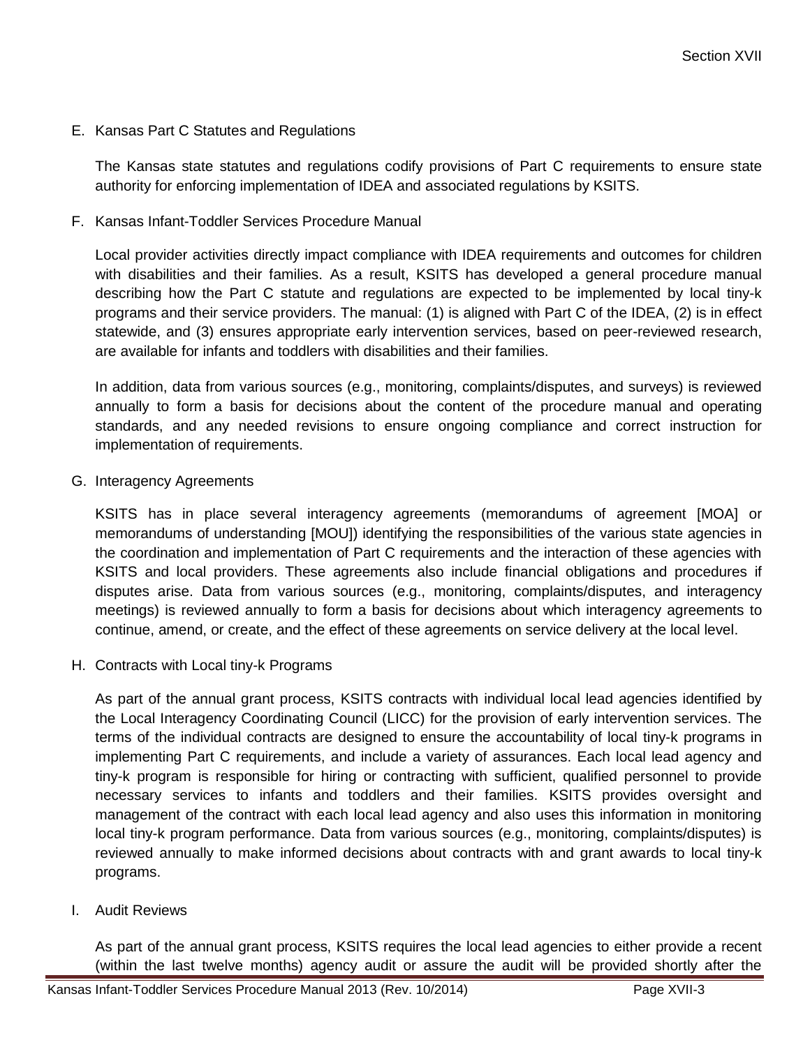E. Kansas Part C Statutes and Regulations

The Kansas state statutes and regulations codify provisions of Part C requirements to ensure state authority for enforcing implementation of IDEA and associated regulations by KSITS.

F. Kansas Infant-Toddler Services Procedure Manual

Local provider activities directly impact compliance with IDEA requirements and outcomes for children with disabilities and their families. As a result, KSITS has developed a general procedure manual describing how the Part C statute and regulations are expected to be implemented by local tiny-k programs and their service providers. The manual: (1) is aligned with Part C of the IDEA, (2) is in effect statewide, and (3) ensures appropriate early intervention services, based on peer-reviewed research, are available for infants and toddlers with disabilities and their families.

In addition, data from various sources (e.g., monitoring, complaints/disputes, and surveys) is reviewed annually to form a basis for decisions about the content of the procedure manual and operating standards, and any needed revisions to ensure ongoing compliance and correct instruction for implementation of requirements.

G. Interagency Agreements

KSITS has in place several interagency agreements (memorandums of agreement [MOA] or memorandums of understanding [MOU]) identifying the responsibilities of the various state agencies in the coordination and implementation of Part C requirements and the interaction of these agencies with KSITS and local providers. These agreements also include financial obligations and procedures if disputes arise. Data from various sources (e.g., monitoring, complaints/disputes, and interagency meetings) is reviewed annually to form a basis for decisions about which interagency agreements to continue, amend, or create, and the effect of these agreements on service delivery at the local level.

H. Contracts with Local tiny-k Programs

As part of the annual grant process, KSITS contracts with individual local lead agencies identified by the Local Interagency Coordinating Council (LICC) for the provision of early intervention services. The terms of the individual contracts are designed to ensure the accountability of local tiny-k programs in implementing Part C requirements, and include a variety of assurances. Each local lead agency and tiny-k program is responsible for hiring or contracting with sufficient, qualified personnel to provide necessary services to infants and toddlers and their families. KSITS provides oversight and management of the contract with each local lead agency and also uses this information in monitoring local tiny-k program performance. Data from various sources (e.g., monitoring, complaints/disputes) is reviewed annually to make informed decisions about contracts with and grant awards to local tiny-k programs.

I. Audit Reviews

As part of the annual grant process, KSITS requires the local lead agencies to either provide a recent (within the last twelve months) agency audit or assure the audit will be provided shortly after the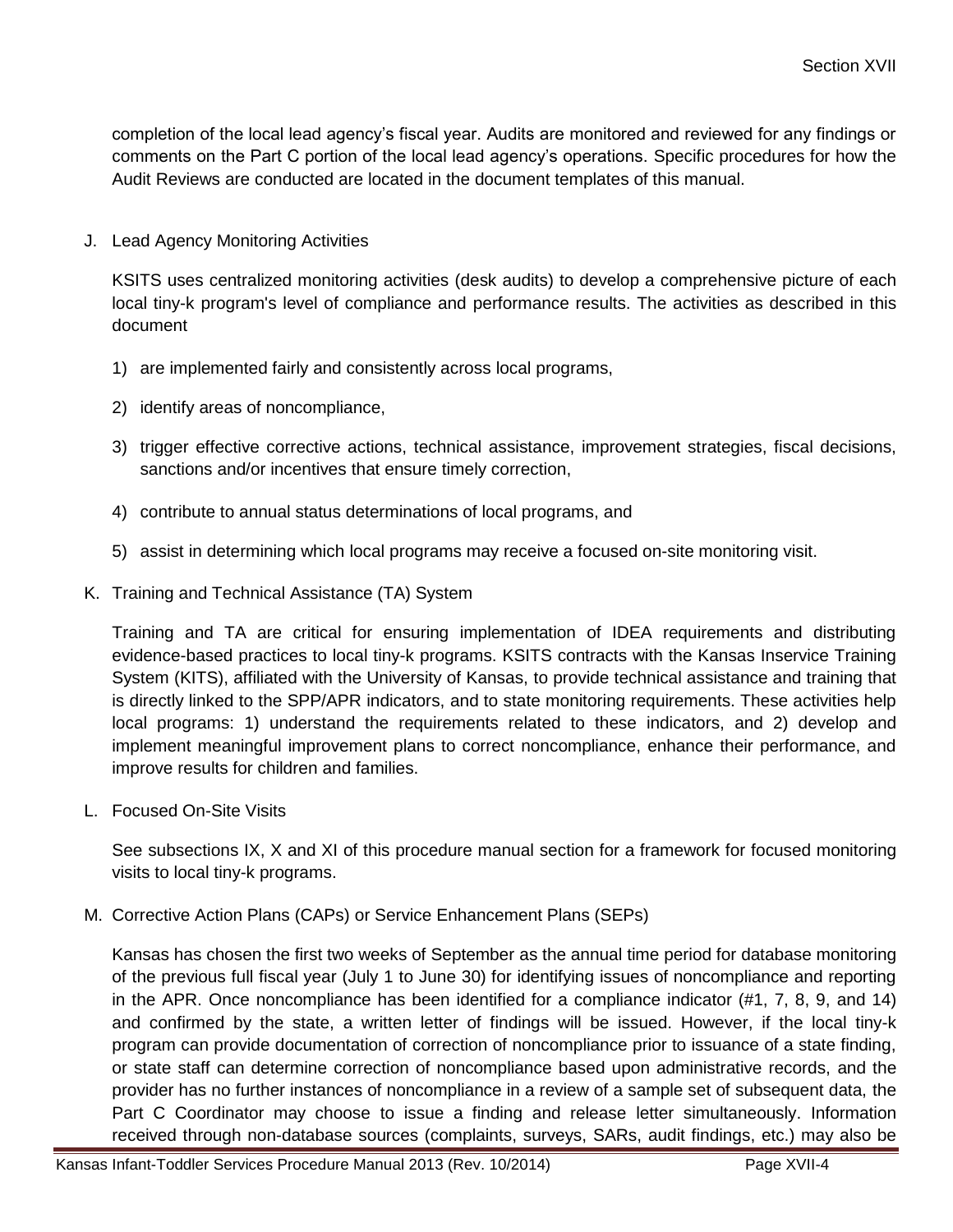completion of the local lead agency's fiscal year. Audits are monitored and reviewed for any findings or comments on the Part C portion of the local lead agency's operations. Specific procedures for how the Audit Reviews are conducted are located in the document templates of this manual.

J. Lead Agency Monitoring Activities

KSITS uses centralized monitoring activities (desk audits) to develop a comprehensive picture of each local tiny-k program's level of compliance and performance results. The activities as described in this document

1) are implemented fairly and consistently across local programs,
2) identify areas of noncompliance,
3) trigger effective corrective actions, technical assistance, improvement strategies, fiscal decisions, sanctions and/or incentives that ensure timely correction,
4) contribute to annual status determinations of local programs, and
5) assist in determining which local programs may receive a focused on-site monitoring visit.

K. Training and Technical Assistance (TA) System

Training and TA are critical for ensuring implementation of IDEA requirements and distributing evidence-based practices to local tiny-k programs. KSITS contracts with the Kansas Inservice Training System (KITS), affiliated with the University of Kansas, to provide technical assistance and training that is directly linked to the SPP/APR indicators, and to state monitoring requirements. These activities help local programs: 1) understand the requirements related to these indicators, and 2) develop and implement meaningful improvement plans to correct noncompliance, enhance their performance, and improve results for children and families.

L. Focused On-Site Visits

See subsections IX, X and XI of this procedure manual section for a framework for focused monitoring visits to local tiny-k programs.

M. Corrective Action Plans (CAPs) or Service Enhancement Plans (SEPs)

Kansas has chosen the first two weeks of September as the annual time period for database monitoring of the previous full fiscal year (July 1 to June 30) for identifying issues of noncompliance and reporting in the APR. Once noncompliance has been identified for a compliance indicator (#1, 7, 8, 9, and 14) and confirmed by the state, a written letter of findings will be issued. However, if the local tiny-k program can provide documentation of correction of noncompliance prior to issuance of a state finding, or state staff can determine correction of noncompliance based upon administrative records, and the provider has no further instances of noncompliance in a review of a sample set of subsequent data, the Part C Coordinator may choose to issue a finding and release letter simultaneously. Information received through non-database sources (complaints, surveys, SARs, audit findings, etc.) may also be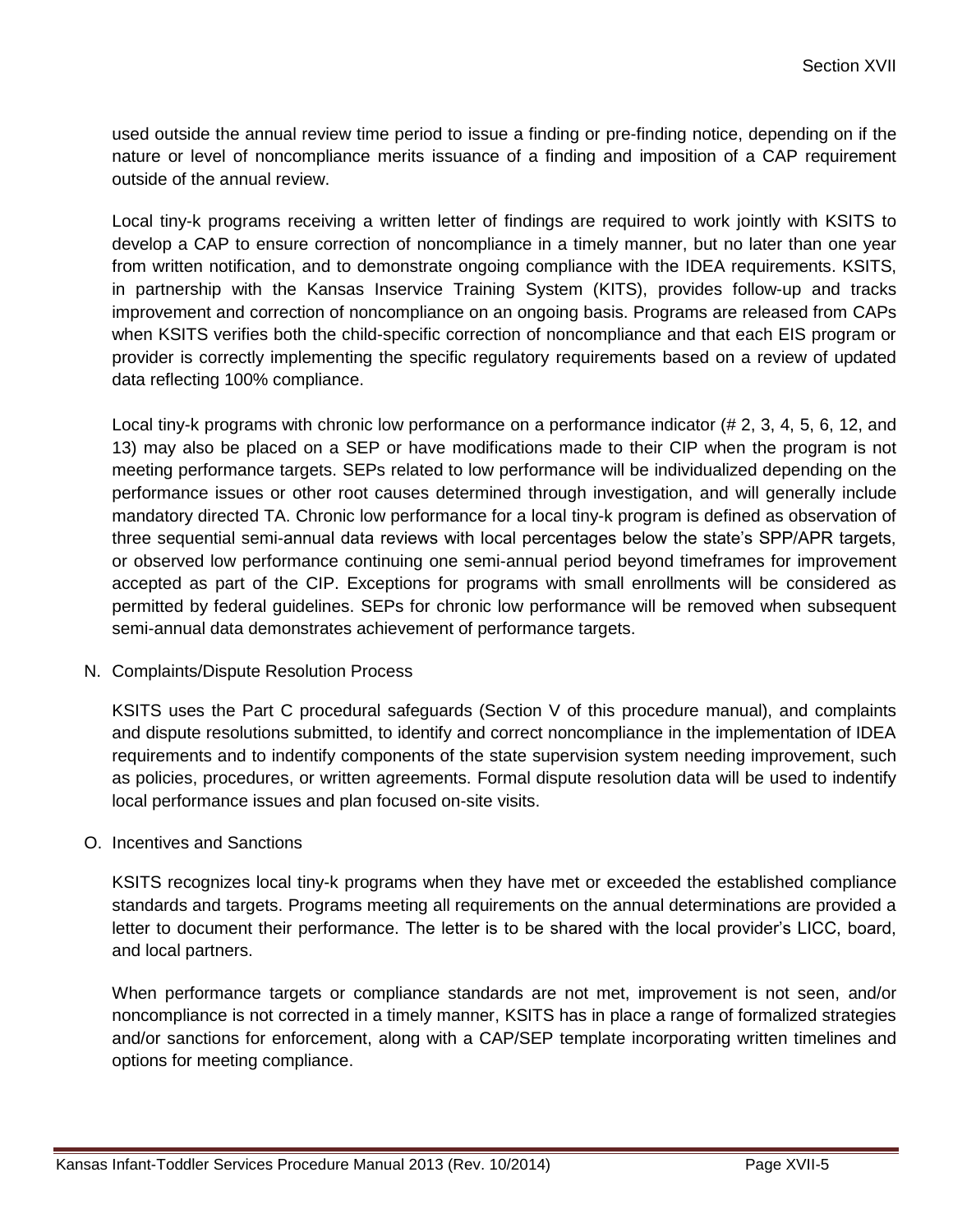used outside the annual review time period to issue a finding or pre-finding notice, depending on if the nature or level of noncompliance merits issuance of a finding and imposition of a CAP requirement outside of the annual review.

Local tiny-k programs receiving a written letter of findings are required to work jointly with KSITS to develop a CAP to ensure correction of noncompliance in a timely manner, but no later than one year from written notification, and to demonstrate ongoing compliance with the IDEA requirements. KSITS, in partnership with the Kansas Inservice Training System (KITS), provides follow-up and tracks improvement and correction of noncompliance on an ongoing basis. Programs are released from CAPs when KSITS verifies both the child-specific correction of noncompliance and that each EIS program or provider is correctly implementing the specific regulatory requirements based on a review of updated data reflecting 100% compliance.

Local tiny-k programs with chronic low performance on a performance indicator (# 2, 3, 4, 5, 6, 12, and 13) may also be placed on a SEP or have modifications made to their CIP when the program is not meeting performance targets. SEPs related to low performance will be individualized depending on the performance issues or other root causes determined through investigation, and will generally include mandatory directed TA. Chronic low performance for a local tiny-k program is defined as observation of three sequential semi-annual data reviews with local percentages below the state's SPP/APR targets, or observed low performance continuing one semi-annual period beyond timeframes for improvement accepted as part of the CIP. Exceptions for programs with small enrollments will be considered as permitted by federal guidelines. SEPs for chronic low performance will be removed when subsequent semi-annual data demonstrates achievement of performance targets.

N. Complaints/Dispute Resolution Process

KSITS uses the Part C procedural safeguards (Section V of this procedure manual), and complaints and dispute resolutions submitted, to identify and correct noncompliance in the implementation of IDEA requirements and to indentify components of the state supervision system needing improvement, such as policies, procedures, or written agreements. Formal dispute resolution data will be used to indentify local performance issues and plan focused on-site visits.

O. Incentives and Sanctions

KSITS recognizes local tiny-k programs when they have met or exceeded the established compliance standards and targets. Programs meeting all requirements on the annual determinations are provided a letter to document their performance. The letter is to be shared with the local provider's LICC, board, and local partners.

When performance targets or compliance standards are not met, improvement is not seen, and/or noncompliance is not corrected in a timely manner, KSITS has in place a range of formalized strategies and/or sanctions for enforcement, along with a CAP/SEP template incorporating written timelines and options for meeting compliance.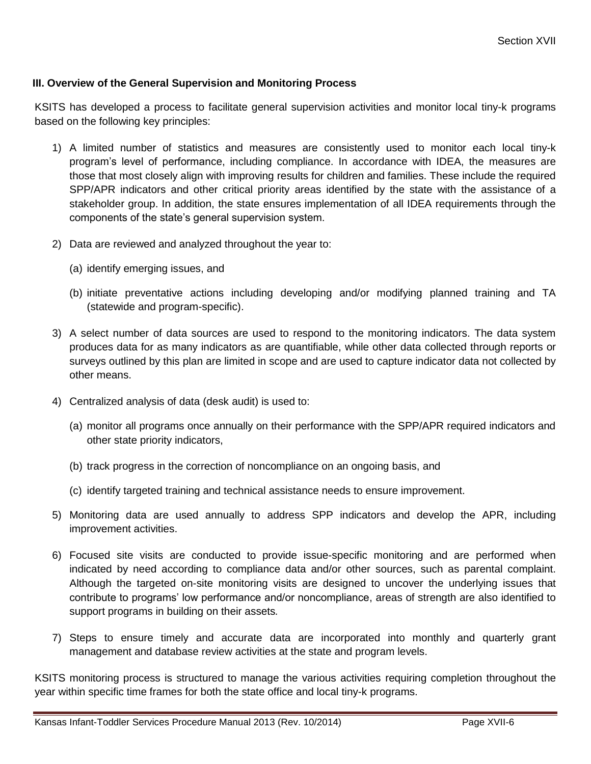### III. Overview of the General Supervision and Monitoring Process

KSITS has developed a process to facilitate general supervision activities and monitor local tiny-k programs based on the following key principles:

1) A limited number of statistics and measures are consistently used to monitor each local tiny-k program's level of performance, including compliance. In accordance with IDEA, the measures are those that most closely align with improving results for children and families. These include the required SPP/APR indicators and other critical priority areas identified by the state with the assistance of a stakeholder group. In addition, the state ensures implementation of all IDEA requirements through the components of the state's general supervision system.

2) Data are reviewed and analyzed throughout the year to:

   (a) identify emerging issues, and

   (b) initiate preventative actions including developing and/or modifying planned training and TA (statewide and program-specific).

3) A select number of data sources are used to respond to the monitoring indicators. The data system produces data for as many indicators as are quantifiable, while other data collected through reports or surveys outlined by this plan are limited in scope and are used to capture indicator data not collected by other means.

4) Centralized analysis of data (desk audit) is used to:

   (a) monitor all programs once annually on their performance with the SPP/APR required indicators and other state priority indicators,

   (b) track progress in the correction of noncompliance on an ongoing basis, and

   (c) identify targeted training and technical assistance needs to ensure improvement.

5) Monitoring data are used annually to address SPP indicators and develop the APR, including improvement activities.

6) Focused site visits are conducted to provide issue-specific monitoring and are performed when indicated by need according to compliance data and/or other sources, such as parental complaint. Although the targeted on-site monitoring visits are designed to uncover the underlying issues that contribute to programs' low performance and/or noncompliance, areas of strength are also identified to support programs in building on their assets.

7) Steps to ensure timely and accurate data are incorporated into monthly and quarterly grant management and database review activities at the state and program levels.

KSITS monitoring process is structured to manage the various activities requiring completion throughout the year within specific time frames for both the state office and local tiny-k programs.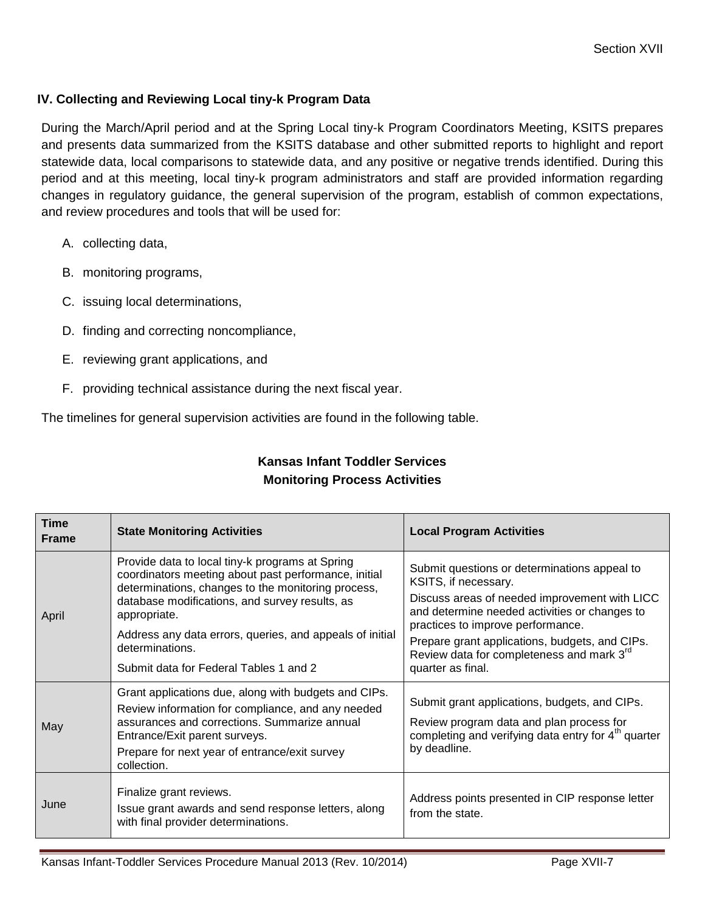## IV. Collecting and Reviewing Local tiny-k Program Data

During the March/April period and at the Spring Local tiny-k Program Coordinators Meeting, KSITS prepares and presents data summarized from the KSITS database and other submitted reports to highlight and report statewide data, local comparisons to statewide data, and any positive or negative trends identified. During this period and at this meeting, local tiny-k program administrators and staff are provided information regarding changes in regulatory guidance, the general supervision of the program, establish of common expectations, and review procedures and tools that will be used for:

A. collecting data,

B. monitoring programs,

C. issuing local determinations,

D. finding and correcting noncompliance,

E. reviewing grant applications, and

F. providing technical assistance during the next fiscal year.

The timelines for general supervision activities are found in the following table.

**Kansas Infant Toddler Services**
**Monitoring Process Activities**

| Time Frame | State Monitoring Activities | Local Program Activities |
|---|---|---|
| April | Provide data to local tiny-k programs at Spring coordinators meeting about past performance, initial determinations, changes to the monitoring process, database modifications, and survey results, as appropriate.<br>Address any data errors, queries, and appeals of initial determinations.<br>Submit data for Federal Tables 1 and 2 | Submit questions or determinations appeal to KSITS, if necessary.<br>Discuss areas of needed improvement with LICC and determine needed activities or changes to practices to improve performance.<br>Prepare grant applications, budgets, and CIPs. Review data for completeness and mark 3rd quarter as final. |
| May | Grant applications due, along with budgets and CIPs.<br>Review information for compliance, and any needed assurances and corrections. Summarize annual Entrance/Exit parent surveys.<br>Prepare for next year of entrance/exit survey collection. | Submit grant applications, budgets, and CIPs.<br>Review program data and plan process for completing and verifying data entry for 4th quarter by deadline. |
| June | Finalize grant reviews.<br>Issue grant awards and send response letters, along with final provider determinations. | Address points presented in CIP response letter from the state. |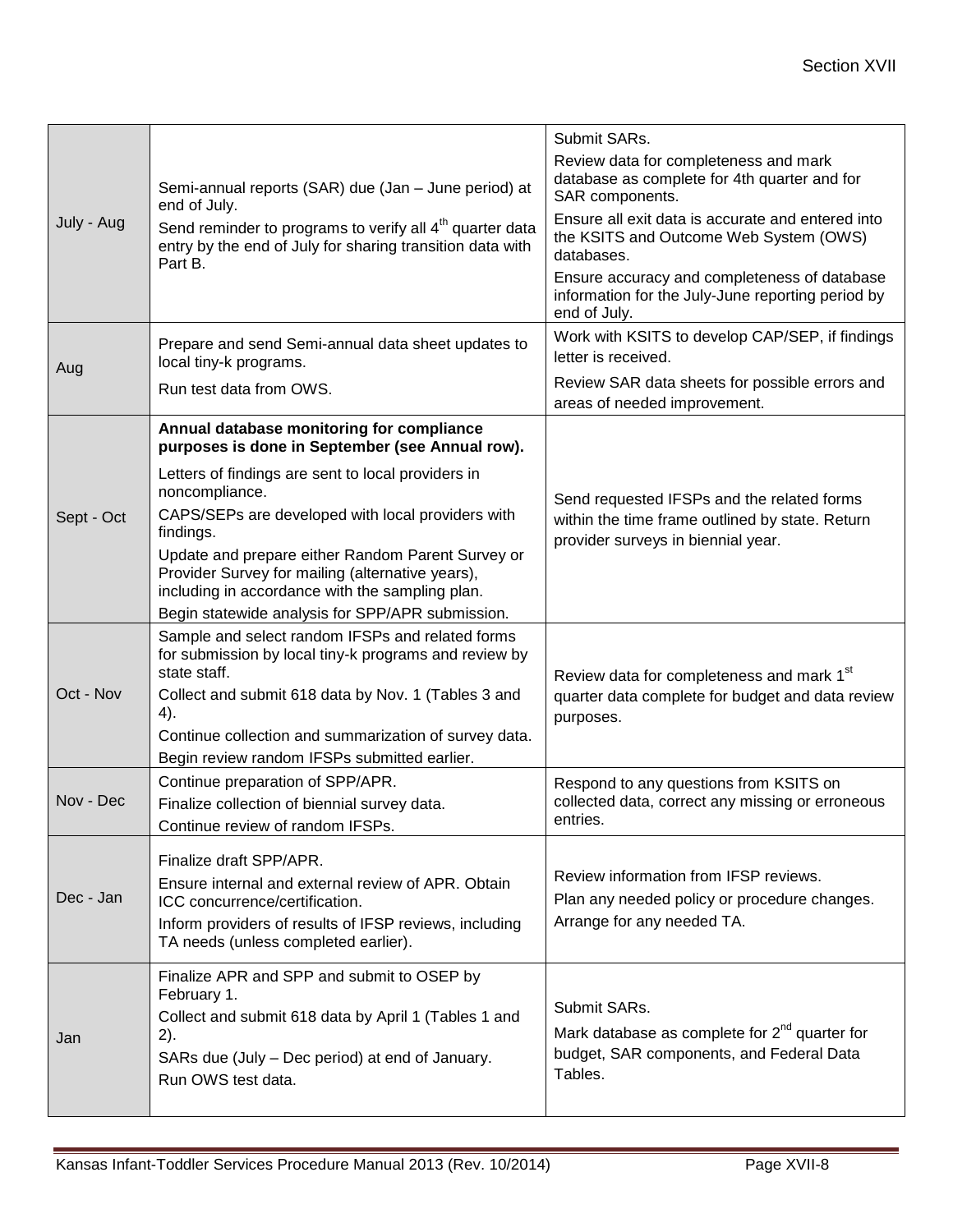| | | |
|---|---|---|
| July - Aug | Semi-annual reports (SAR) due (Jan – June period) at end of July.<br>Send reminder to programs to verify all 4th quarter data entry by the end of July for sharing transition data with Part B. | Submit SARs.<br>Review data for completeness and mark database as complete for 4th quarter and for SAR components.<br>Ensure all exit data is accurate and entered into the KSITS and Outcome Web System (OWS) databases.<br>Ensure accuracy and completeness of database information for the July-June reporting period by end of July. |
| Aug | Prepare and send Semi-annual data sheet updates to local tiny-k programs.<br>Run test data from OWS. | Work with KSITS to develop CAP/SEP, if findings letter is received.<br>Review SAR data sheets for possible errors and areas of needed improvement. |
| Sept - Oct | **Annual database monitoring for compliance purposes is done in September (see Annual row).**<br>Letters of findings are sent to local providers in noncompliance.<br>CAPS/SEPs are developed with local providers with findings.<br>Update and prepare either Random Parent Survey or Provider Survey for mailing (alternative years), including in accordance with the sampling plan.<br>Begin statewide analysis for SPP/APR submission. | Send requested IFSPs and the related forms within the time frame outlined by state. Return provider surveys in biennial year. |
| Oct - Nov | Sample and select random IFSPs and related forms for submission by local tiny-k programs and review by state staff.<br>Collect and submit 618 data by Nov. 1 (Tables 3 and 4).<br>Continue collection and summarization of survey data.<br>Begin review random IFSPs submitted earlier. | Review data for completeness and mark 1st quarter data complete for budget and data review purposes. |
| Nov - Dec | Continue preparation of SPP/APR.<br>Finalize collection of biennial survey data.<br>Continue review of random IFSPs. | Respond to any questions from KSITS on collected data, correct any missing or erroneous entries. |
| Dec - Jan | Finalize draft SPP/APR.<br>Ensure internal and external review of APR. Obtain ICC concurrence/certification.<br>Inform providers of results of IFSP reviews, including TA needs (unless completed earlier). | Review information from IFSP reviews.<br>Plan any needed policy or procedure changes.<br>Arrange for any needed TA. |
| Jan | Finalize APR and SPP and submit to OSEP by February 1.<br>Collect and submit 618 data by April 1 (Tables 1 and 2).<br>SARs due (July – Dec period) at end of January.<br>Run OWS test data. | Submit SARs.<br>Mark database as complete for 2nd quarter for budget, SAR components, and Federal Data Tables. |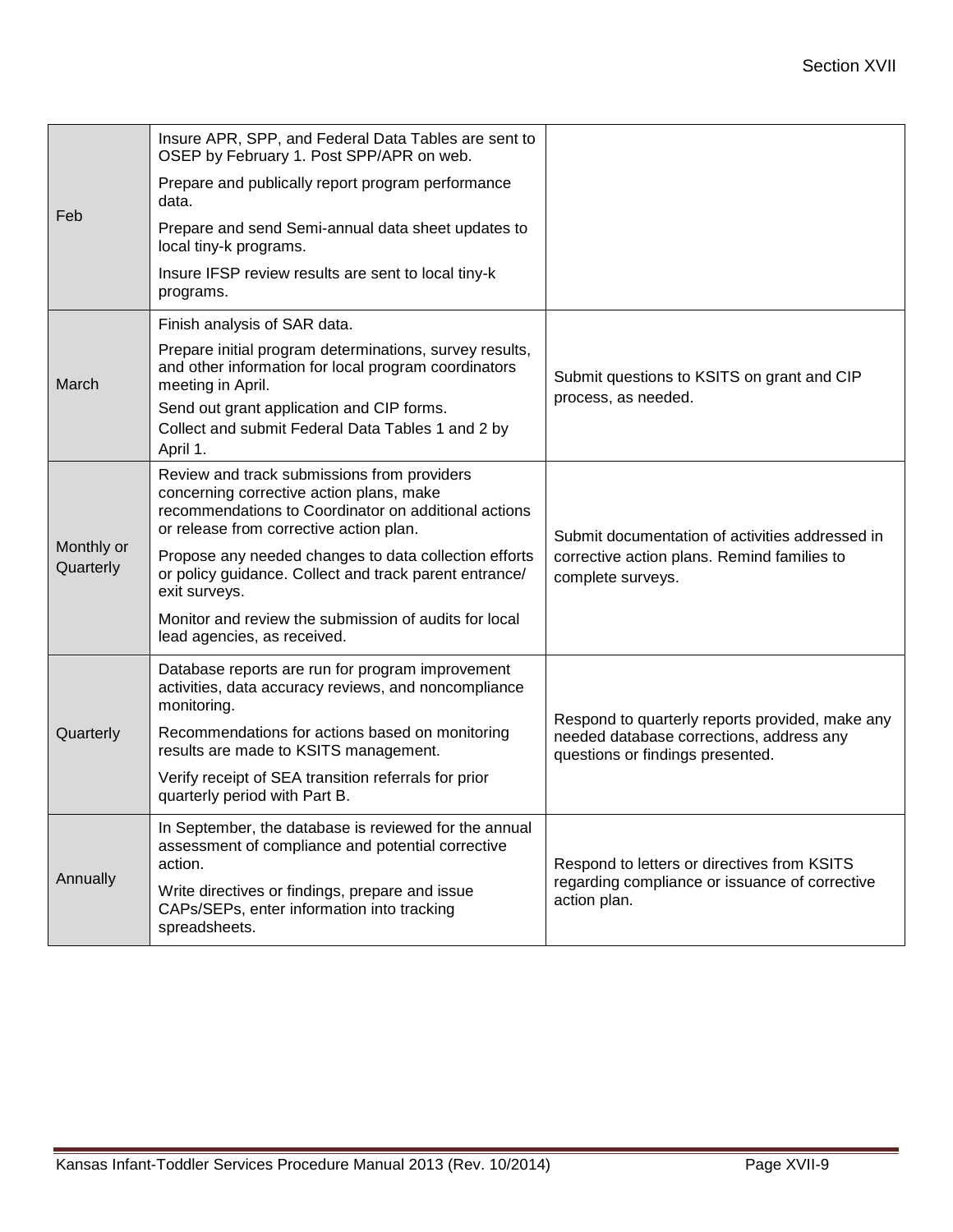| | | |
|---|---|---|
| Feb | Insure APR, SPP, and Federal Data Tables are sent to OSEP by February 1. Post SPP/APR on web.<br><br>Prepare and publically report program performance data.<br><br>Prepare and send Semi-annual data sheet updates to local tiny-k programs.<br><br>Insure IFSP review results are sent to local tiny-k programs. | |
| March | Finish analysis of SAR data.<br><br>Prepare initial program determinations, survey results, and other information for local program coordinators meeting in April.<br><br>Send out grant application and CIP forms.<br>Collect and submit Federal Data Tables 1 and 2 by April 1. | Submit questions to KSITS on grant and CIP process, as needed. |
| Monthly or Quarterly | Review and track submissions from providers concerning corrective action plans, make recommendations to Coordinator on additional actions or release from corrective action plan.<br><br>Propose any needed changes to data collection efforts or policy guidance. Collect and track parent entrance/ exit surveys.<br><br>Monitor and review the submission of audits for local lead agencies, as received. | Submit documentation of activities addressed in corrective action plans. Remind families to complete surveys. |
| Quarterly | Database reports are run for program improvement activities, data accuracy reviews, and noncompliance monitoring.<br><br>Recommendations for actions based on monitoring results are made to KSITS management.<br><br>Verify receipt of SEA transition referrals for prior quarterly period with Part B. | Respond to quarterly reports provided, make any needed database corrections, address any questions or findings presented. |
| Annually | In September, the database is reviewed for the annual assessment of compliance and potential corrective action.<br><br>Write directives or findings, prepare and issue CAPs/SEPs, enter information into tracking spreadsheets. | Respond to letters or directives from KSITS regarding compliance or issuance of corrective action plan. |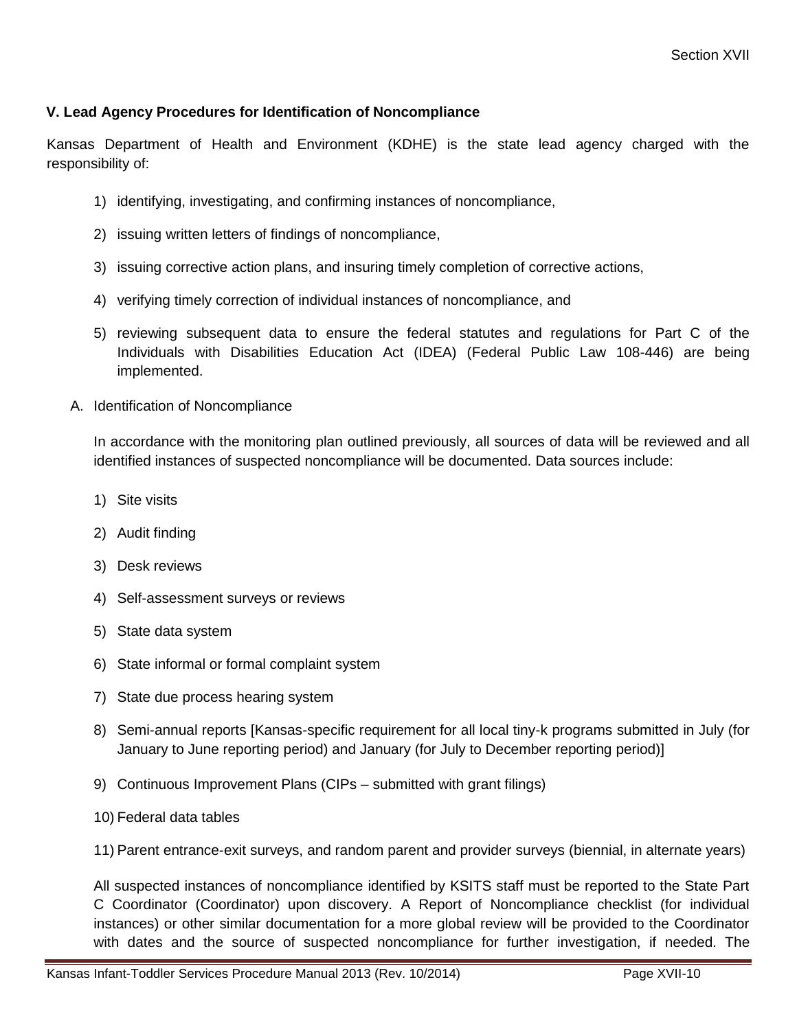### V. Lead Agency Procedures for Identification of Noncompliance

Kansas Department of Health and Environment (KDHE) is the state lead agency charged with the responsibility of:

1) identifying, investigating, and confirming instances of noncompliance,
2) issuing written letters of findings of noncompliance,
3) issuing corrective action plans, and insuring timely completion of corrective actions,
4) verifying timely correction of individual instances of noncompliance, and
5) reviewing subsequent data to ensure the federal statutes and regulations for Part C of the Individuals with Disabilities Education Act (IDEA) (Federal Public Law 108-446) are being implemented.

A. Identification of Noncompliance

In accordance with the monitoring plan outlined previously, all sources of data will be reviewed and all identified instances of suspected noncompliance will be documented. Data sources include:

1) Site visits
2) Audit finding
3) Desk reviews
4) Self-assessment surveys or reviews
5) State data system
6) State informal or formal complaint system
7) State due process hearing system
8) Semi-annual reports [Kansas-specific requirement for all local tiny-k programs submitted in July (for January to June reporting period) and January (for July to December reporting period)]
9) Continuous Improvement Plans (CIPs – submitted with grant filings)
10) Federal data tables
11) Parent entrance-exit surveys, and random parent and provider surveys (biennial, in alternate years)

All suspected instances of noncompliance identified by KSITS staff must be reported to the State Part C Coordinator (Coordinator) upon discovery. A Report of Noncompliance checklist (for individual instances) or other similar documentation for a more global review will be provided to the Coordinator with dates and the source of suspected noncompliance for further investigation, if needed. The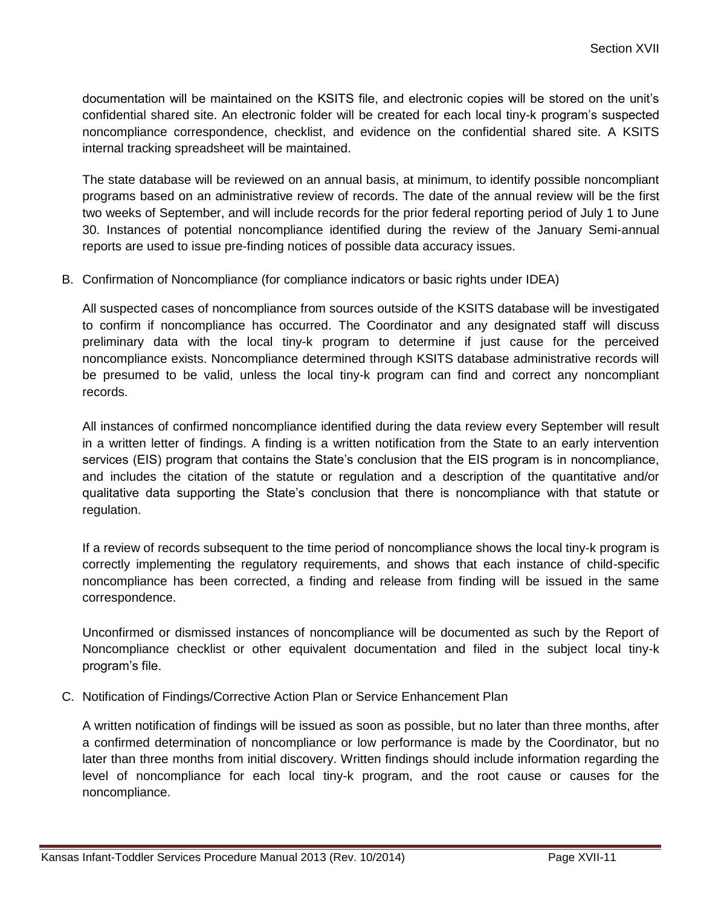documentation will be maintained on the KSITS file, and electronic copies will be stored on the unit's confidential shared site. An electronic folder will be created for each local tiny-k program's suspected noncompliance correspondence, checklist, and evidence on the confidential shared site. A KSITS internal tracking spreadsheet will be maintained.

The state database will be reviewed on an annual basis, at minimum, to identify possible noncompliant programs based on an administrative review of records. The date of the annual review will be the first two weeks of September, and will include records for the prior federal reporting period of July 1 to June 30. Instances of potential noncompliance identified during the review of the January Semi-annual reports are used to issue pre-finding notices of possible data accuracy issues.

B. Confirmation of Noncompliance (for compliance indicators or basic rights under IDEA)

All suspected cases of noncompliance from sources outside of the KSITS database will be investigated to confirm if noncompliance has occurred. The Coordinator and any designated staff will discuss preliminary data with the local tiny-k program to determine if just cause for the perceived noncompliance exists. Noncompliance determined through KSITS database administrative records will be presumed to be valid, unless the local tiny-k program can find and correct any noncompliant records.

All instances of confirmed noncompliance identified during the data review every September will result in a written letter of findings. A finding is a written notification from the State to an early intervention services (EIS) program that contains the State's conclusion that the EIS program is in noncompliance, and includes the citation of the statute or regulation and a description of the quantitative and/or qualitative data supporting the State's conclusion that there is noncompliance with that statute or regulation.

If a review of records subsequent to the time period of noncompliance shows the local tiny-k program is correctly implementing the regulatory requirements, and shows that each instance of child-specific noncompliance has been corrected, a finding and release from finding will be issued in the same correspondence.

Unconfirmed or dismissed instances of noncompliance will be documented as such by the Report of Noncompliance checklist or other equivalent documentation and filed in the subject local tiny-k program's file.

C. Notification of Findings/Corrective Action Plan or Service Enhancement Plan

A written notification of findings will be issued as soon as possible, but no later than three months, after a confirmed determination of noncompliance or low performance is made by the Coordinator, but no later than three months from initial discovery. Written findings should include information regarding the level of noncompliance for each local tiny-k program, and the root cause or causes for the noncompliance.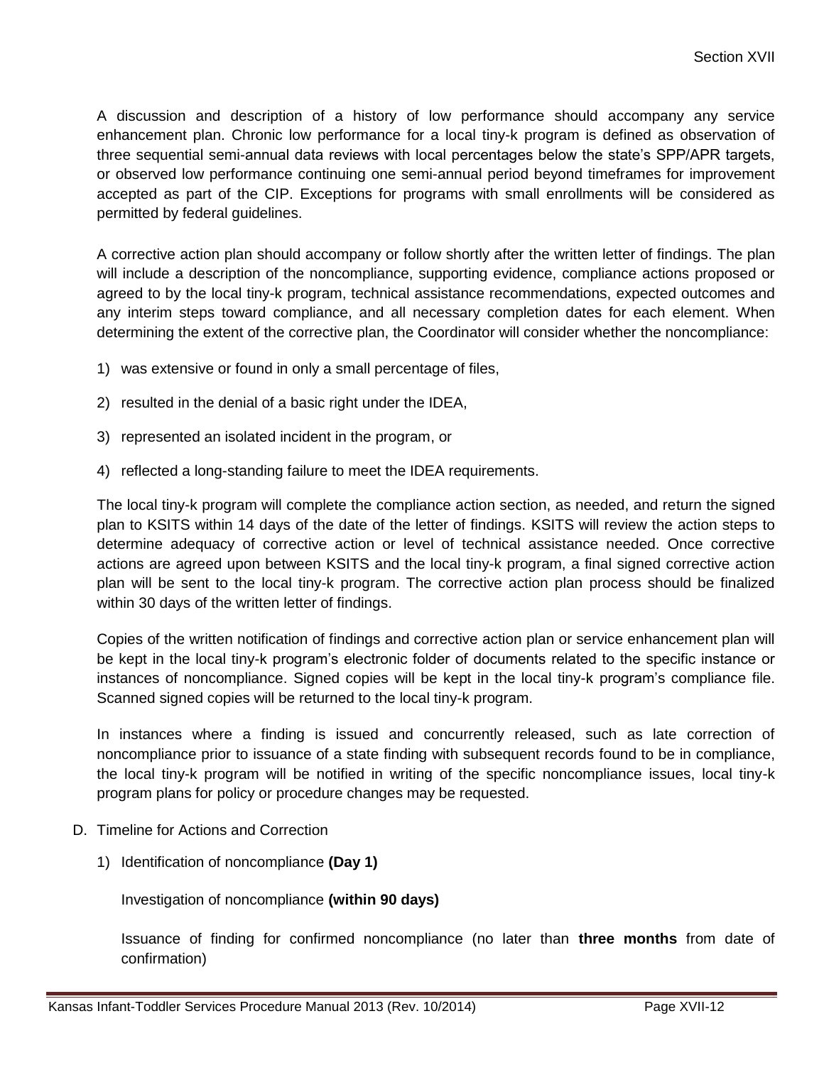A discussion and description of a history of low performance should accompany any service enhancement plan. Chronic low performance for a local tiny-k program is defined as observation of three sequential semi-annual data reviews with local percentages below the state's SPP/APR targets, or observed low performance continuing one semi-annual period beyond timeframes for improvement accepted as part of the CIP. Exceptions for programs with small enrollments will be considered as permitted by federal guidelines.

A corrective action plan should accompany or follow shortly after the written letter of findings. The plan will include a description of the noncompliance, supporting evidence, compliance actions proposed or agreed to by the local tiny-k program, technical assistance recommendations, expected outcomes and any interim steps toward compliance, and all necessary completion dates for each element. When determining the extent of the corrective plan, the Coordinator will consider whether the noncompliance:

1) was extensive or found in only a small percentage of files,
2) resulted in the denial of a basic right under the IDEA,
3) represented an isolated incident in the program, or
4) reflected a long-standing failure to meet the IDEA requirements.

The local tiny-k program will complete the compliance action section, as needed, and return the signed plan to KSITS within 14 days of the date of the letter of findings. KSITS will review the action steps to determine adequacy of corrective action or level of technical assistance needed. Once corrective actions are agreed upon between KSITS and the local tiny-k program, a final signed corrective action plan will be sent to the local tiny-k program. The corrective action plan process should be finalized within 30 days of the written letter of findings.

Copies of the written notification of findings and corrective action plan or service enhancement plan will be kept in the local tiny-k program's electronic folder of documents related to the specific instance or instances of noncompliance. Signed copies will be kept in the local tiny-k program's compliance file. Scanned signed copies will be returned to the local tiny-k program.

In instances where a finding is issued and concurrently released, such as late correction of noncompliance prior to issuance of a state finding with subsequent records found to be in compliance, the local tiny-k program will be notified in writing of the specific noncompliance issues, local tiny-k program plans for policy or procedure changes may be requested.

D. Timeline for Actions and Correction

1) Identification of noncompliance **(Day 1)**

   Investigation of noncompliance **(within 90 days)**

   Issuance of finding for confirmed noncompliance (no later than **three months** from date of confirmation)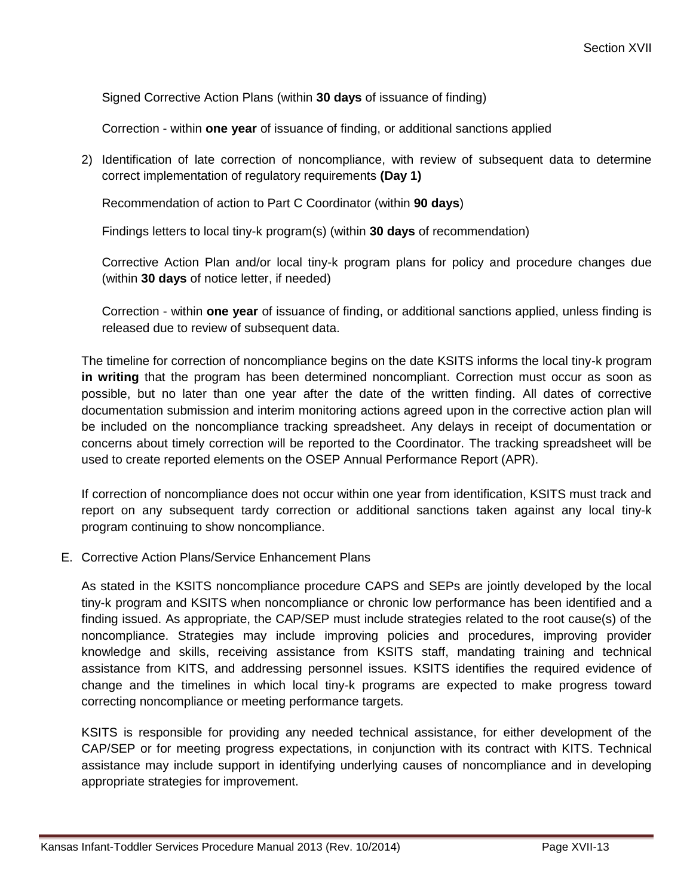Signed Corrective Action Plans (within **30 days** of issuance of finding)

Correction - within **one year** of issuance of finding, or additional sanctions applied

2) Identification of late correction of noncompliance, with review of subsequent data to determine correct implementation of regulatory requirements **(Day 1)**

   Recommendation of action to Part C Coordinator (within **90 days**)

   Findings letters to local tiny-k program(s) (within **30 days** of recommendation)

   Corrective Action Plan and/or local tiny-k program plans for policy and procedure changes due (within **30 days** of notice letter, if needed)

   Correction - within **one year** of issuance of finding, or additional sanctions applied, unless finding is released due to review of subsequent data.

The timeline for correction of noncompliance begins on the date KSITS informs the local tiny-k program **in writing** that the program has been determined noncompliant. Correction must occur as soon as possible, but no later than one year after the date of the written finding. All dates of corrective documentation submission and interim monitoring actions agreed upon in the corrective action plan will be included on the noncompliance tracking spreadsheet. Any delays in receipt of documentation or concerns about timely correction will be reported to the Coordinator. The tracking spreadsheet will be used to create reported elements on the OSEP Annual Performance Report (APR).

If correction of noncompliance does not occur within one year from identification, KSITS must track and report on any subsequent tardy correction or additional sanctions taken against any local tiny-k program continuing to show noncompliance.

E. Corrective Action Plans/Service Enhancement Plans

As stated in the KSITS noncompliance procedure CAPS and SEPs are jointly developed by the local tiny-k program and KSITS when noncompliance or chronic low performance has been identified and a finding issued. As appropriate, the CAP/SEP must include strategies related to the root cause(s) of the noncompliance. Strategies may include improving policies and procedures, improving provider knowledge and skills, receiving assistance from KSITS staff, mandating training and technical assistance from KITS, and addressing personnel issues. KSITS identifies the required evidence of change and the timelines in which local tiny-k programs are expected to make progress toward correcting noncompliance or meeting performance targets.

KSITS is responsible for providing any needed technical assistance, for either development of the CAP/SEP or for meeting progress expectations, in conjunction with its contract with KITS. Technical assistance may include support in identifying underlying causes of noncompliance and in developing appropriate strategies for improvement.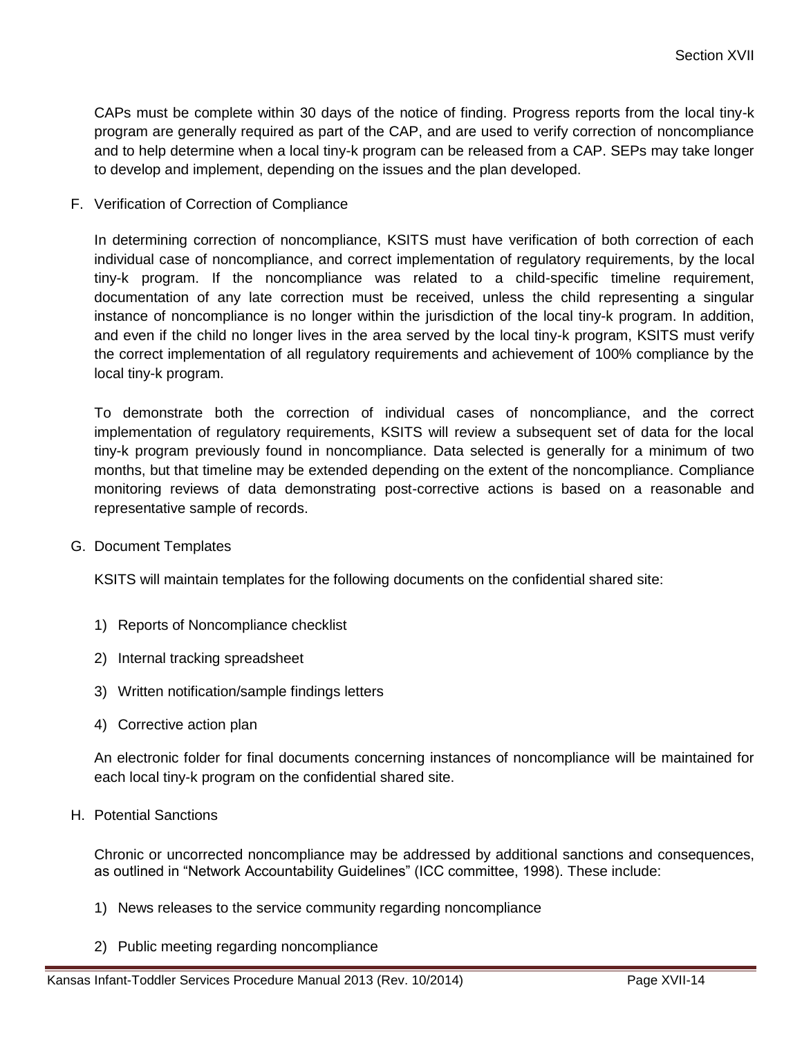CAPs must be complete within 30 days of the notice of finding. Progress reports from the local tiny-k program are generally required as part of the CAP, and are used to verify correction of noncompliance and to help determine when a local tiny-k program can be released from a CAP. SEPs may take longer to develop and implement, depending on the issues and the plan developed.

F. Verification of Correction of Compliance

In determining correction of noncompliance, KSITS must have verification of both correction of each individual case of noncompliance, and correct implementation of regulatory requirements, by the local tiny-k program. If the noncompliance was related to a child-specific timeline requirement, documentation of any late correction must be received, unless the child representing a singular instance of noncompliance is no longer within the jurisdiction of the local tiny-k program. In addition, and even if the child no longer lives in the area served by the local tiny-k program, KSITS must verify the correct implementation of all regulatory requirements and achievement of 100% compliance by the local tiny-k program.

To demonstrate both the correction of individual cases of noncompliance, and the correct implementation of regulatory requirements, KSITS will review a subsequent set of data for the local tiny-k program previously found in noncompliance. Data selected is generally for a minimum of two months, but that timeline may be extended depending on the extent of the noncompliance. Compliance monitoring reviews of data demonstrating post-corrective actions is based on a reasonable and representative sample of records.

G. Document Templates

KSITS will maintain templates for the following documents on the confidential shared site:

1) Reports of Noncompliance checklist
2) Internal tracking spreadsheet
3) Written notification/sample findings letters
4) Corrective action plan

An electronic folder for final documents concerning instances of noncompliance will be maintained for each local tiny-k program on the confidential shared site.

H. Potential Sanctions

Chronic or uncorrected noncompliance may be addressed by additional sanctions and consequences, as outlined in "Network Accountability Guidelines" (ICC committee, 1998). These include:

1) News releases to the service community regarding noncompliance
2) Public meeting regarding noncompliance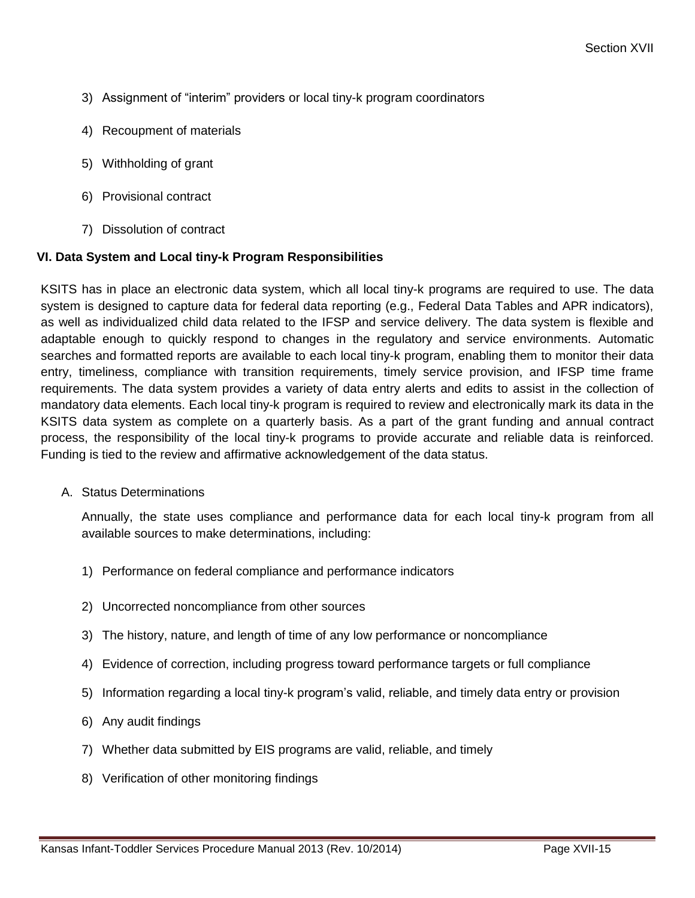3) Assignment of “interim” providers or local tiny-k program coordinators

4) Recoupment of materials

5) Withholding of grant

6) Provisional contract

7) Dissolution of contract

### VI. Data System and Local tiny-k Program Responsibilities

KSITS has in place an electronic data system, which all local tiny-k programs are required to use. The data system is designed to capture data for federal data reporting (e.g., Federal Data Tables and APR indicators), as well as individualized child data related to the IFSP and service delivery. The data system is flexible and adaptable enough to quickly respond to changes in the regulatory and service environments. Automatic searches and formatted reports are available to each local tiny-k program, enabling them to monitor their data entry, timeliness, compliance with transition requirements, timely service provision, and IFSP time frame requirements. The data system provides a variety of data entry alerts and edits to assist in the collection of mandatory data elements. Each local tiny-k program is required to review and electronically mark its data in the KSITS data system as complete on a quarterly basis. As a part of the grant funding and annual contract process, the responsibility of the local tiny-k programs to provide accurate and reliable data is reinforced. Funding is tied to the review and affirmative acknowledgement of the data status.

A. Status Determinations

Annually, the state uses compliance and performance data for each local tiny-k program from all available sources to make determinations, including:

1) Performance on federal compliance and performance indicators

2) Uncorrected noncompliance from other sources

3) The history, nature, and length of time of any low performance or noncompliance

4) Evidence of correction, including progress toward performance targets or full compliance

5) Information regarding a local tiny-k program’s valid, reliable, and timely data entry or provision

6) Any audit findings

7) Whether data submitted by EIS programs are valid, reliable, and timely

8) Verification of other monitoring findings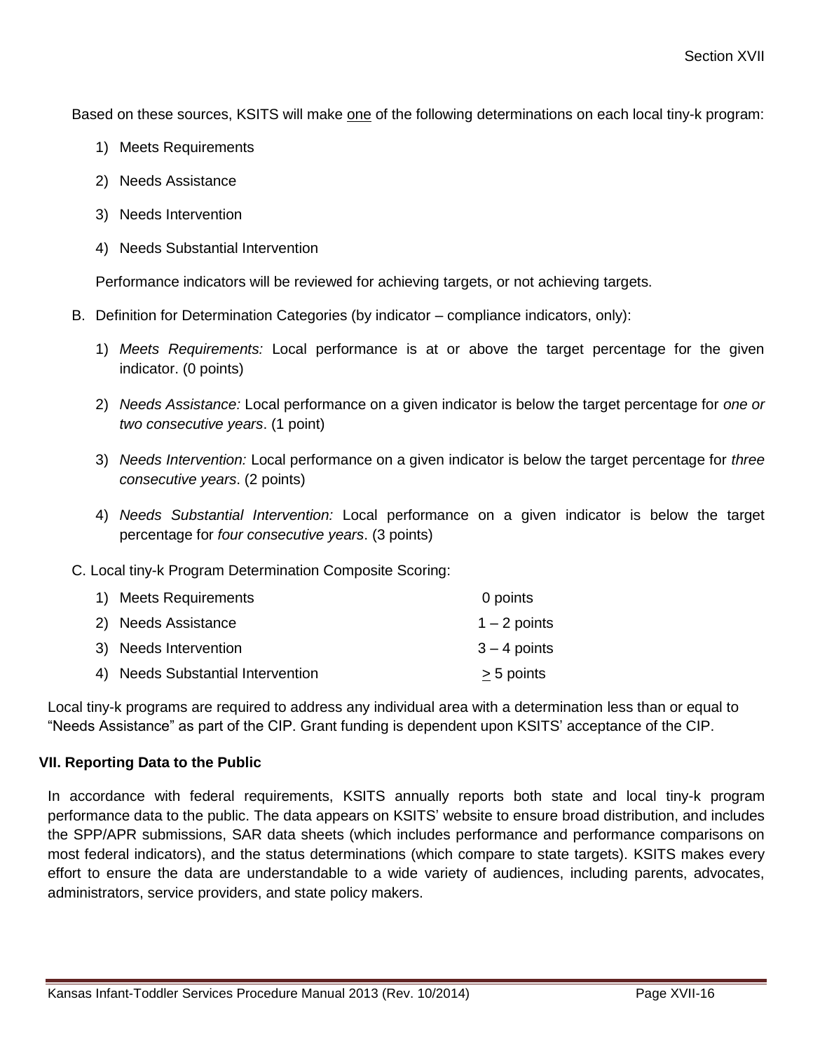Based on these sources, KSITS will make one of the following determinations on each local tiny-k program:

1) Meets Requirements
2) Needs Assistance
3) Needs Intervention
4) Needs Substantial Intervention

Performance indicators will be reviewed for achieving targets, or not achieving targets.

B. Definition for Determination Categories (by indicator – compliance indicators, only):

1) *Meets Requirements:* Local performance is at or above the target percentage for the given indicator. (0 points)

2) *Needs Assistance:* Local performance on a given indicator is below the target percentage for *one or two consecutive years*. (1 point)

3) *Needs Intervention:* Local performance on a given indicator is below the target percentage for *three consecutive years*. (2 points)

4) *Needs Substantial Intervention:* Local performance on a given indicator is below the target percentage for *four consecutive years*. (3 points)

C. Local tiny-k Program Determination Composite Scoring:

| | |
|---|---|
| 1) Meets Requirements | 0 points |
| 2) Needs Assistance | 1 – 2 points |
| 3) Needs Intervention | 3 – 4 points |
| 4) Needs Substantial Intervention | $\geq$ 5 points |

Local tiny-k programs are required to address any individual area with a determination less than or equal to "Needs Assistance" as part of the CIP. Grant funding is dependent upon KSITS' acceptance of the CIP.

### VII. Reporting Data to the Public

In accordance with federal requirements, KSITS annually reports both state and local tiny-k program performance data to the public. The data appears on KSITS' website to ensure broad distribution, and includes the SPP/APR submissions, SAR data sheets (which includes performance and performance comparisons on most federal indicators), and the status determinations (which compare to state targets). KSITS makes every effort to ensure the data are understandable to a wide variety of audiences, including parents, advocates, administrators, service providers, and state policy makers.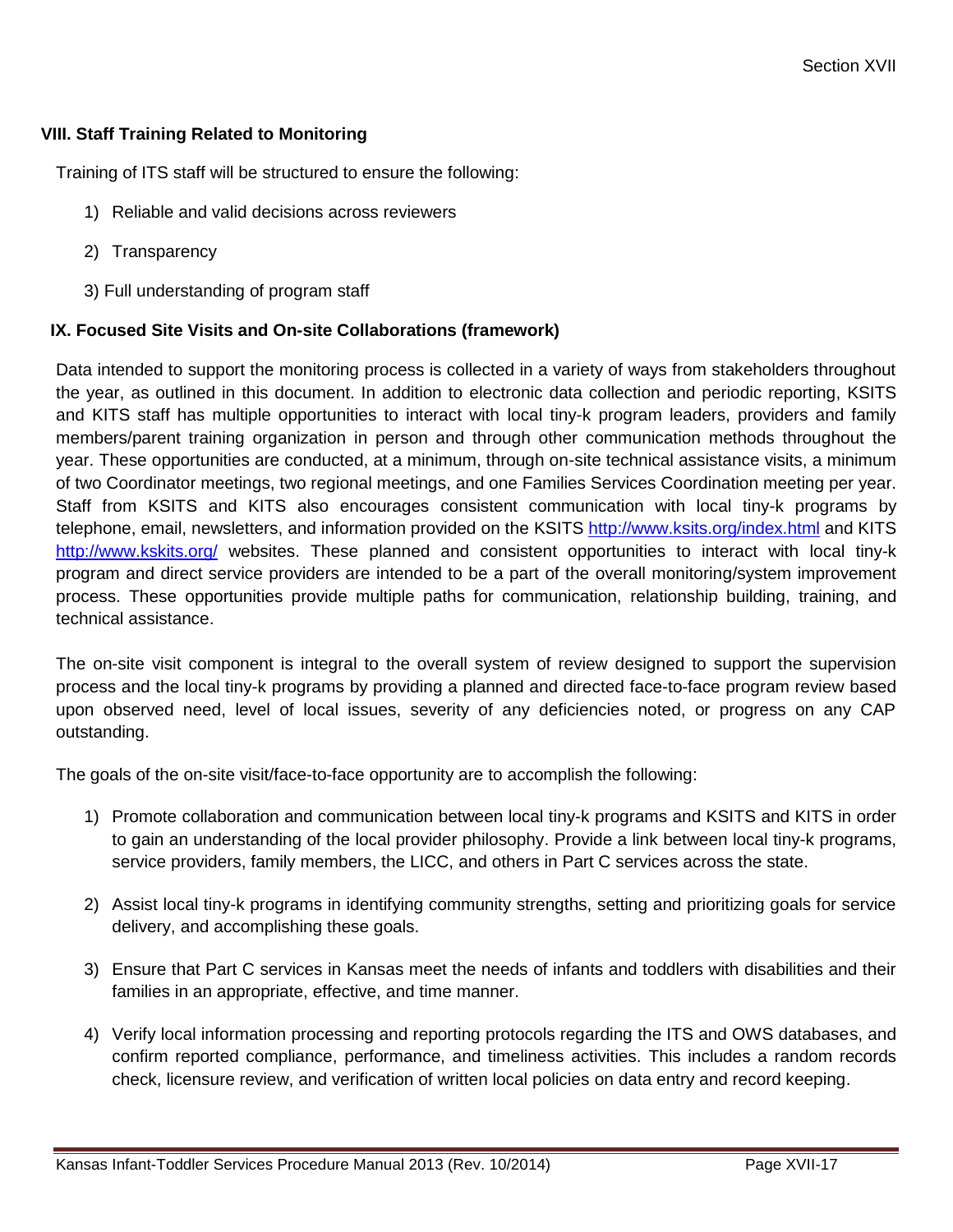## VIII. Staff Training Related to Monitoring

Training of ITS staff will be structured to ensure the following:

1) Reliable and valid decisions across reviewers
2) Transparency
3) Full understanding of program staff

## IX. Focused Site Visits and On-site Collaborations (framework)

Data intended to support the monitoring process is collected in a variety of ways from stakeholders throughout the year, as outlined in this document. In addition to electronic data collection and periodic reporting, KSITS and KITS staff has multiple opportunities to interact with local tiny-k program leaders, providers and family members/parent training organization in person and through other communication methods throughout the year. These opportunities are conducted, at a minimum, through on-site technical assistance visits, a minimum of two Coordinator meetings, two regional meetings, and one Families Services Coordination meeting per year. Staff from KSITS and KITS also encourages consistent communication with local tiny-k programs by telephone, email, newsletters, and information provided on the KSITS http://www.ksits.org/index.html and KITS http://www.kskits.org/ websites. These planned and consistent opportunities to interact with local tiny-k program and direct service providers are intended to be a part of the overall monitoring/system improvement process. These opportunities provide multiple paths for communication, relationship building, training, and technical assistance.

The on-site visit component is integral to the overall system of review designed to support the supervision process and the local tiny-k programs by providing a planned and directed face-to-face program review based upon observed need, level of local issues, severity of any deficiencies noted, or progress on any CAP outstanding.

The goals of the on-site visit/face-to-face opportunity are to accomplish the following:

1) Promote collaboration and communication between local tiny-k programs and KSITS and KITS in order to gain an understanding of the local provider philosophy. Provide a link between local tiny-k programs, service providers, family members, the LICC, and others in Part C services across the state.
2) Assist local tiny-k programs in identifying community strengths, setting and prioritizing goals for service delivery, and accomplishing these goals.
3) Ensure that Part C services in Kansas meet the needs of infants and toddlers with disabilities and their families in an appropriate, effective, and time manner.
4) Verify local information processing and reporting protocols regarding the ITS and OWS databases, and confirm reported compliance, performance, and timeliness activities. This includes a random records check, licensure review, and verification of written local policies on data entry and record keeping.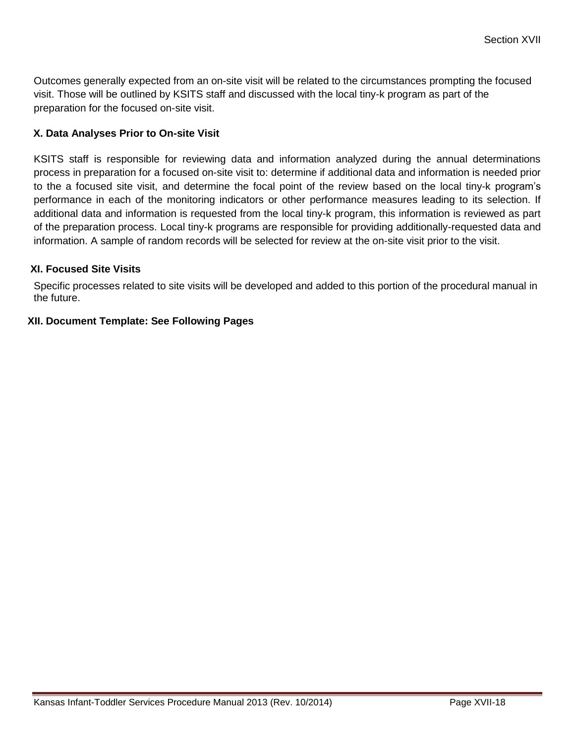Outcomes generally expected from an on-site visit will be related to the circumstances prompting the focused visit. Those will be outlined by KSITS staff and discussed with the local tiny-k program as part of the preparation for the focused on-site visit.

### X. Data Analyses Prior to On-site Visit

KSITS staff is responsible for reviewing data and information analyzed during the annual determinations process in preparation for a focused on-site visit to: determine if additional data and information is needed prior to the a focused site visit, and determine the focal point of the review based on the local tiny-k program's performance in each of the monitoring indicators or other performance measures leading to its selection. If additional data and information is requested from the local tiny-k program, this information is reviewed as part of the preparation process. Local tiny-k programs are responsible for providing additionally-requested data and information. A sample of random records will be selected for review at the on-site visit prior to the visit.

### XI. Focused Site Visits

Specific processes related to site visits will be developed and added to this portion of the procedural manual in the future.

### XII. Document Template: See Following Pages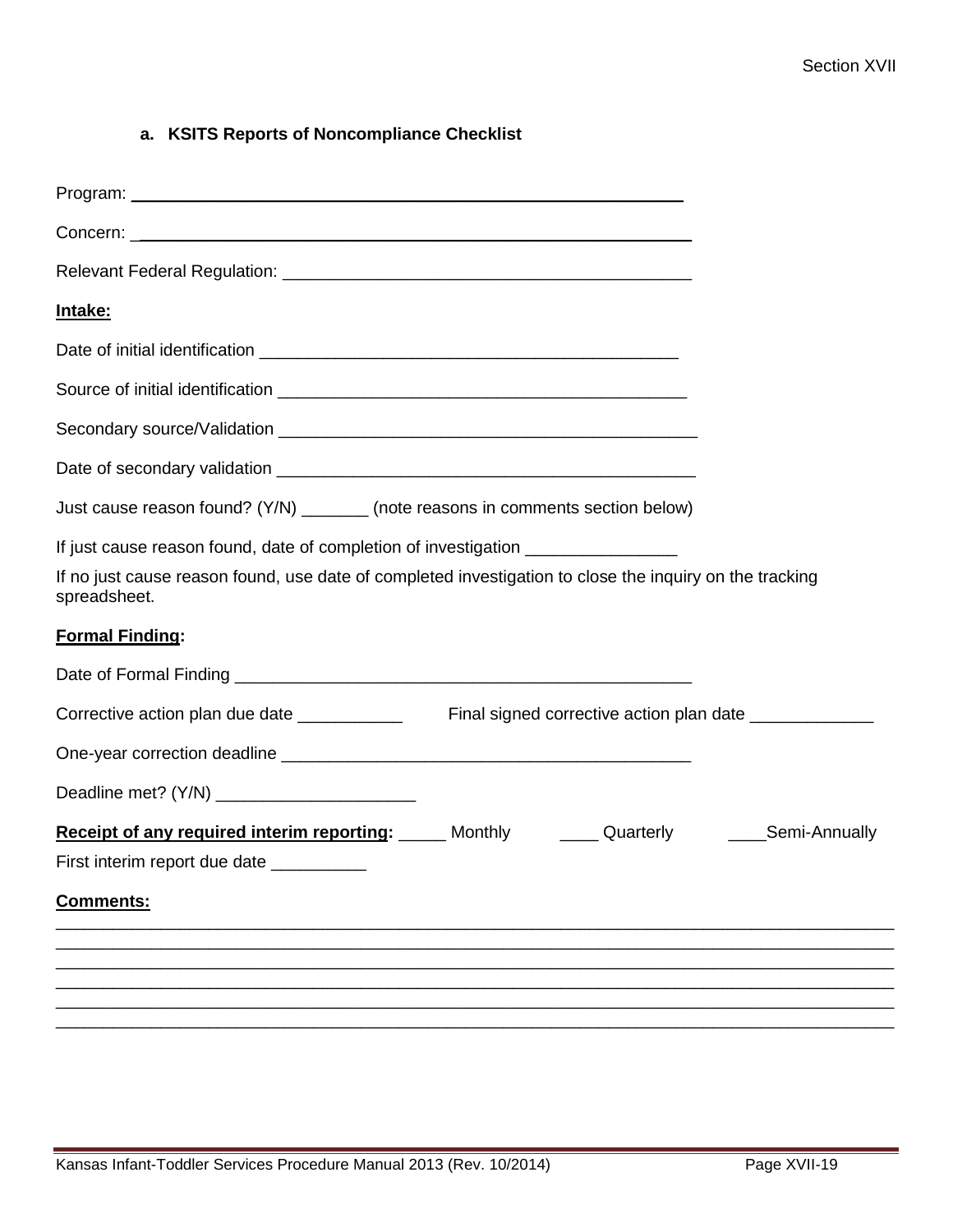### a. KSITS Reports of Noncompliance Checklist

Program: ____________________________________________________________

Concern: ____________________________________________________________

Relevant Federal Regulation: ____________________________________________

**Intake:**

Date of initial identification ______________________________________________

Source of initial identification _____________________________________________

Secondary source/Validation ________________________________________________

Date of secondary validation ________________________________________________

Just cause reason found? (Y/N) _______ (note reasons in comments section below)

If just cause reason found, date of completion of investigation ________________

If no just cause reason found, use date of completed investigation to close the inquiry on the tracking spreadsheet.

**Formal Finding:**

Date of Formal Finding ____________________________________________________

Corrective action plan due date ___________ Final signed corrective action plan date _____________

One-year correction deadline _______________________________________________

Deadline met? (Y/N) _____________________

**Receipt of any required interim reporting:** _____ Monthly ____ Quarterly ____Semi-Annually

First interim report due date __________

**Comments:**

______________________________________________________________________________________
______________________________________________________________________________________
______________________________________________________________________________________
______________________________________________________________________________________
______________________________________________________________________________________
______________________________________________________________________________________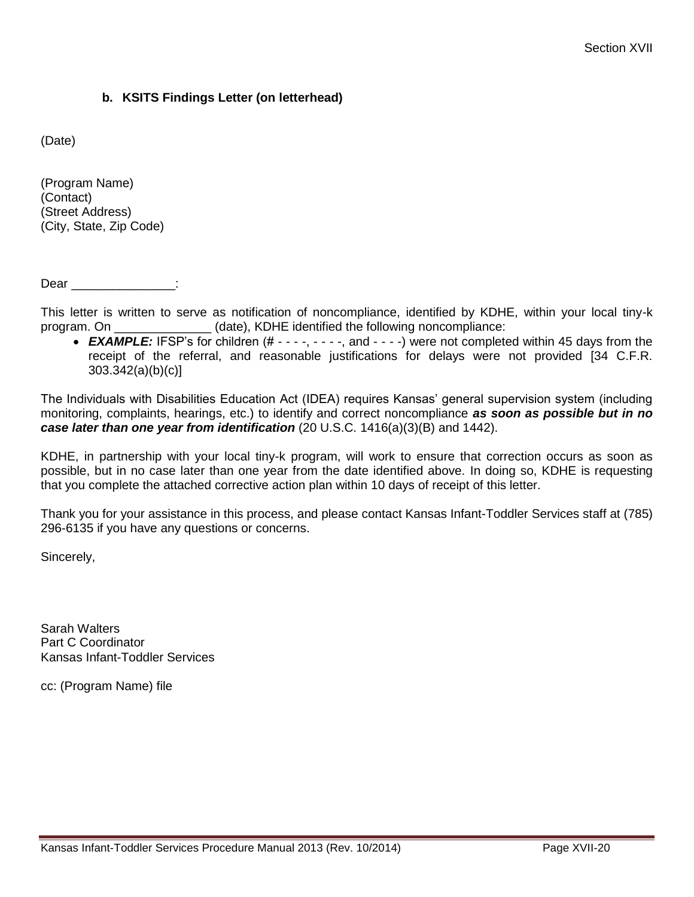### b. KSITS Findings Letter (on letterhead)

(Date)

(Program Name)
(Contact)
(Street Address)
(City, State, Zip Code)

Dear _______________:

This letter is written to serve as notification of noncompliance, identified by KDHE, within your local tiny-k program. On _____________ (date), KDHE identified the following noncompliance:

- ***EXAMPLE:*** IFSP's for children (# - - - -, - - - -, and - - - -) were not completed within 45 days from the receipt of the referral, and reasonable justifications for delays were not provided [34 C.F.R. 303.342(a)(b)(c)]

The Individuals with Disabilities Education Act (IDEA) requires Kansas' general supervision system (including monitoring, complaints, hearings, etc.) to identify and correct noncompliance ***as soon as possible but in no case later than one year from identification*** (20 U.S.C. 1416(a)(3)(B) and 1442).

KDHE, in partnership with your local tiny-k program, will work to ensure that correction occurs as soon as possible, but in no case later than one year from the date identified above. In doing so, KDHE is requesting that you complete the attached corrective action plan within 10 days of receipt of this letter.

Thank you for your assistance in this process, and please contact Kansas Infant-Toddler Services staff at (785) 296-6135 if you have any questions or concerns.

Sincerely,

Sarah Walters
Part C Coordinator
Kansas Infant-Toddler Services

cc: (Program Name) file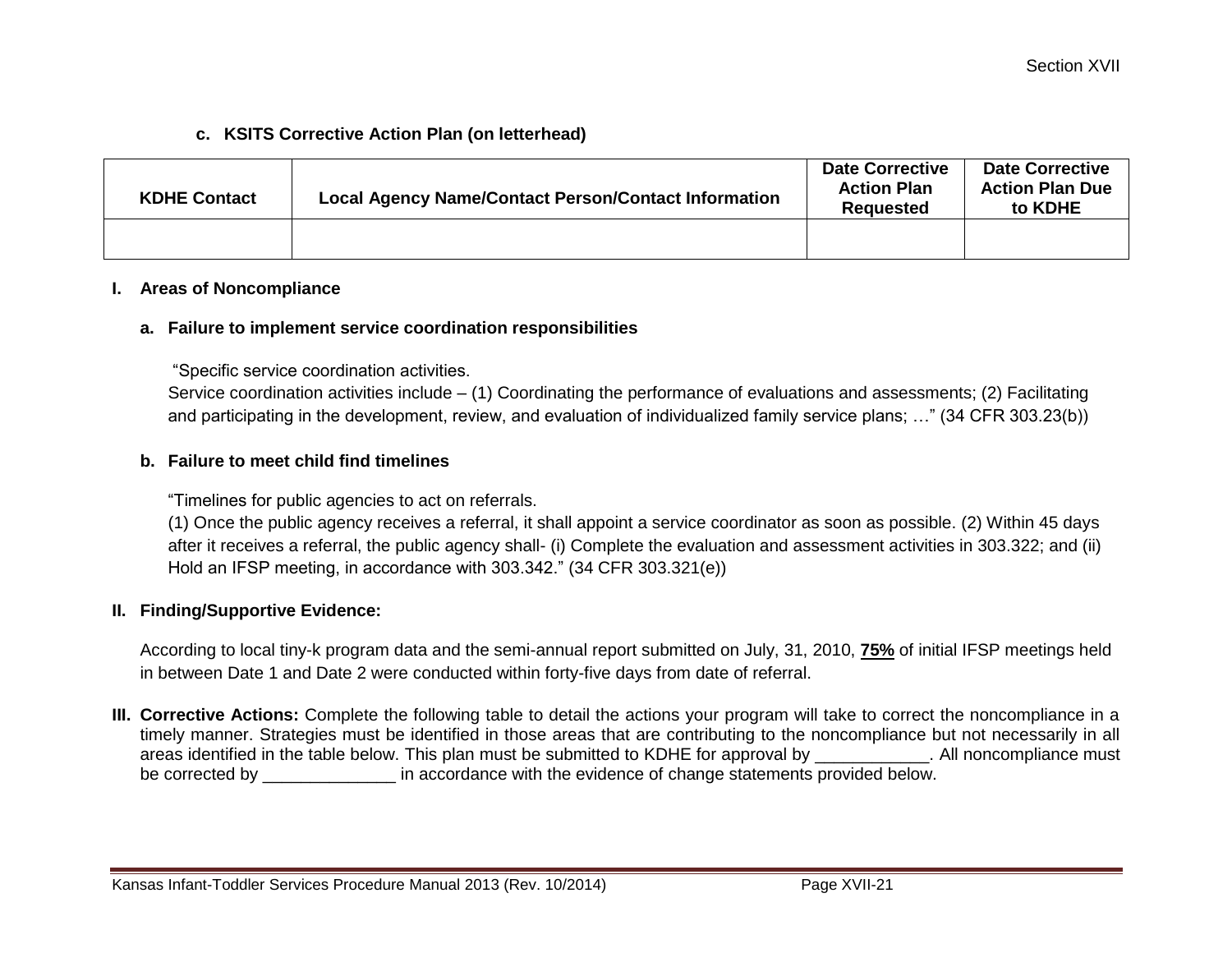### c. KSITS Corrective Action Plan (on letterhead)

| KDHE Contact | Local Agency Name/Contact Person/Contact Information | Date Corrective Action Plan Requested | Date Corrective Action Plan Due to KDHE |
|---|---|---|---|
| | | | |

## I. Areas of Noncompliance

### a. Failure to implement service coordination responsibilities

"Specific service coordination activities.
Service coordination activities include – (1) Coordinating the performance of evaluations and assessments; (2) Facilitating and participating in the development, review, and evaluation of individualized family service plans; …" (34 CFR 303.23(b))

### b. Failure to meet child find timelines

"Timelines for public agencies to act on referrals.
(1) Once the public agency receives a referral, it shall appoint a service coordinator as soon as possible. (2) Within 45 days after it receives a referral, the public agency shall- (i) Complete the evaluation and assessment activities in 303.322; and (ii) Hold an IFSP meeting, in accordance with 303.342." (34 CFR 303.321(e))

## II. Finding/Supportive Evidence:

According to local tiny-k program data and the semi-annual report submitted on July, 31, 2010, **75%** of initial IFSP meetings held in between Date 1 and Date 2 were conducted within forty-five days from date of referral.

## III. Corrective Actions:

**Corrective Actions:** Complete the following table to detail the actions your program will take to correct the noncompliance in a timely manner. Strategies must be identified in those areas that are contributing to the noncompliance but not necessarily in all areas identified in the table below. This plan must be submitted to KDHE for approval by ____________. All noncompliance must be corrected by ______________ in accordance with the evidence of change statements provided below.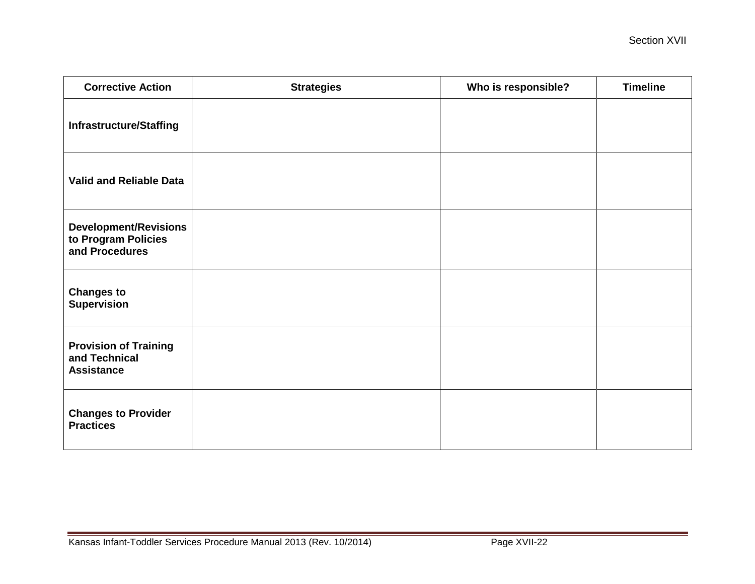| Corrective Action | Strategies | Who is responsible? | Timeline |
| --- | --- | --- | --- |
| **Infrastructure/Staffing** | | | |
| **Valid and Reliable Data** | | | |
| **Development/Revisions to Program Policies and Procedures** | | | |
| **Changes to Supervision** | | | |
| **Provision of Training and Technical Assistance** | | | |
| **Changes to Provider Practices** | | | |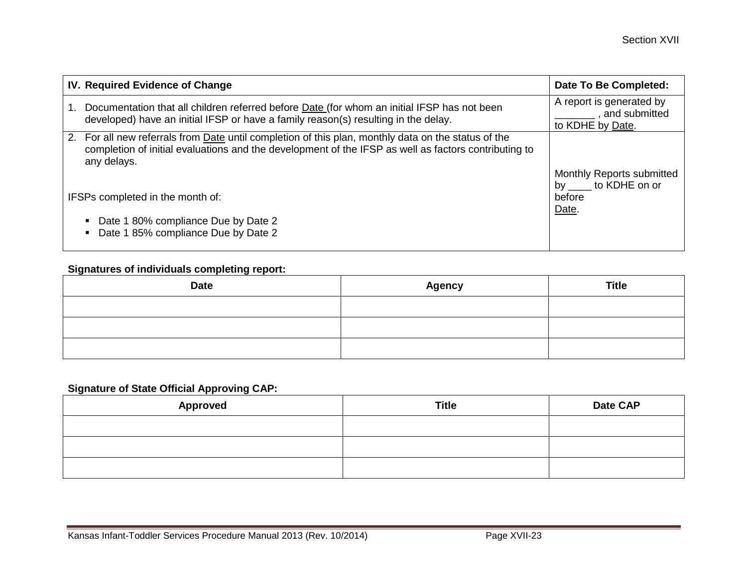| IV. Required Evidence of Change | Date To Be Completed: |
|---|---|
| 1. Documentation that all children referred before Date (for whom an initial IFSP has not been developed) have an initial IFSP or have a family reason(s) resulting in the delay. | A report is generated by _______ , and submitted to KDHE by Date. |
| 2. For all new referrals from Date until completion of this plan, monthly data on the status of the completion of initial evaluations and the development of the IFSP as well as factors contributing to any delays.<br><br>IFSPs completed in the month of:<br><br>▪ Date 1 80% compliance Due by Date 2<br>▪ Date 1 85% compliance Due by Date 2 | Monthly Reports submitted by ____ to KDHE on or before Date. |

**Signatures of individuals completing report:**

| Date | Agency | Title |
|---|---|---|
| | | |
| | | |
| | | |

**Signature of State Official Approving CAP:**

| Approved | Title | Date CAP |
|---|---|---|
| | | |
| | | |
| | | |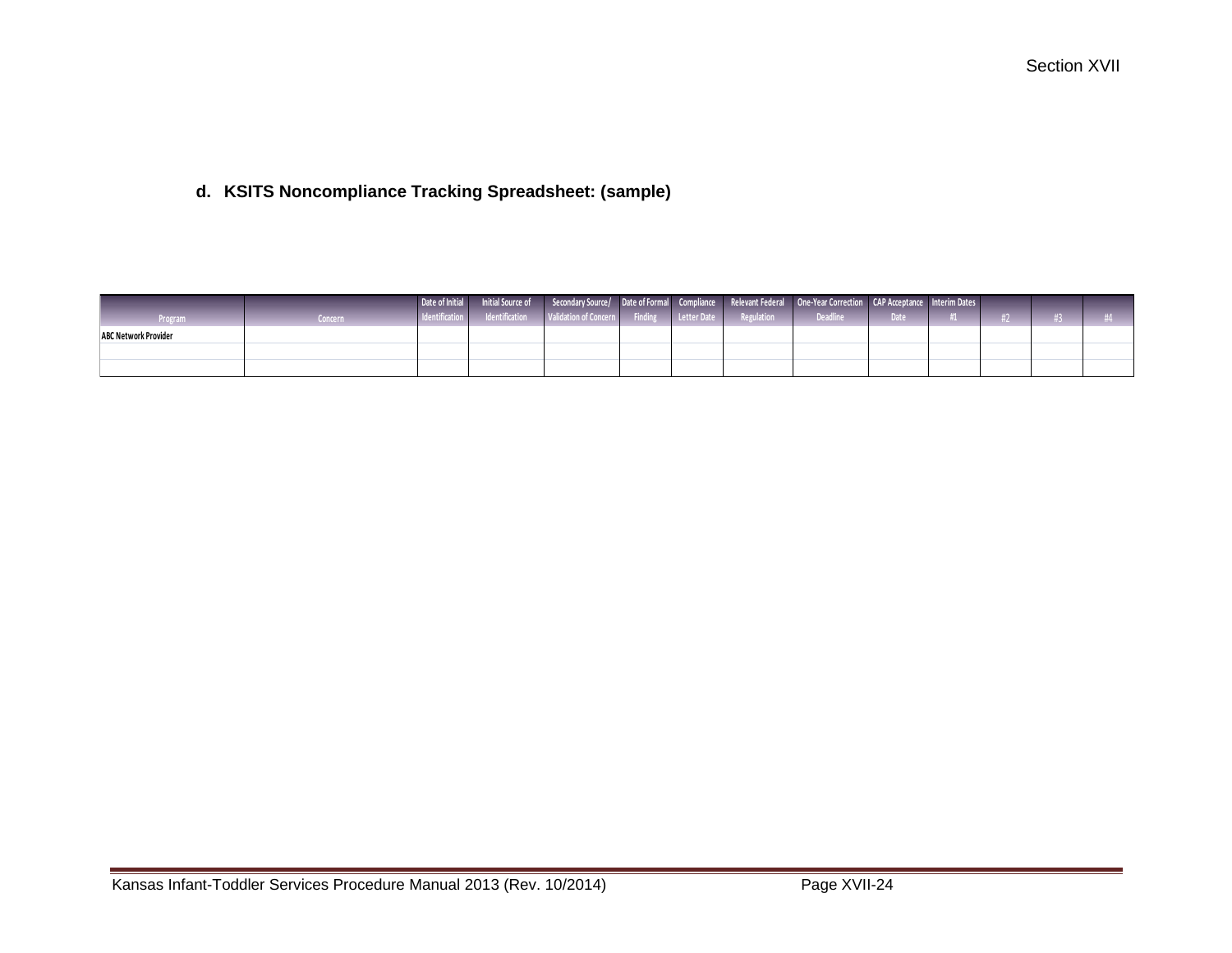#### d. KSITS Noncompliance Tracking Spreadsheet: (sample)

| Program | Concern | Date of Initial Identification | Initial Source of Identification | Secondary Source/ Validation of Concern | Date of Formal Finding | Compliance Letter Date | Relevant Federal Regulation | One-Year Correction Deadline | CAP Acceptance Date | Interim Dates #1 | #2 | #3 | #4 |
|---|---|---|---|---|---|---|---|---|---|---|---|---|---|
| **ABC Network Provider** | | | | | | | | | | | | | |
| | | | | | | | | | | | | | |
| | | | | | | | | | | | | | |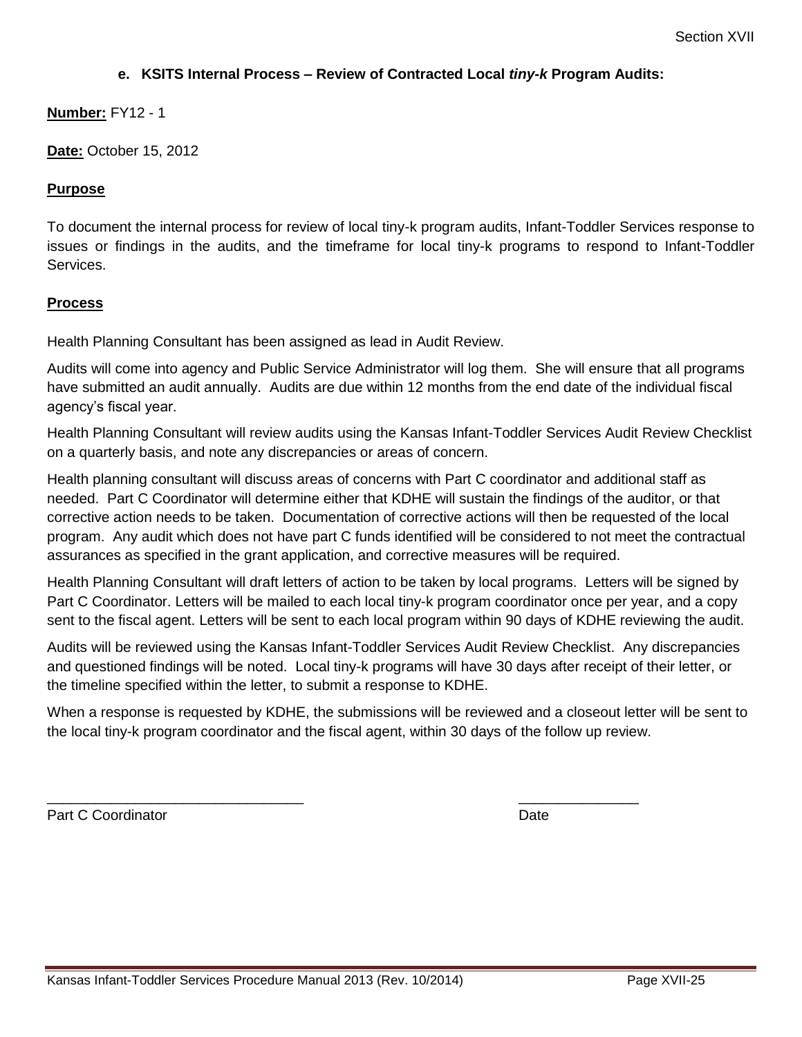### e. KSITS Internal Process – Review of Contracted Local *tiny-k* Program Audits:

**Number:** FY12 - 1

**Date:** October 15, 2012

**Purpose**

To document the internal process for review of local tiny-k program audits, Infant-Toddler Services response to issues or findings in the audits, and the timeframe for local tiny-k programs to respond to Infant-Toddler Services.

**Process**

Health Planning Consultant has been assigned as lead in Audit Review.

Audits will come into agency and Public Service Administrator will log them. She will ensure that all programs have submitted an audit annually. Audits are due within 12 months from the end date of the individual fiscal agency's fiscal year.

Health Planning Consultant will review audits using the Kansas Infant-Toddler Services Audit Review Checklist on a quarterly basis, and note any discrepancies or areas of concern.

Health planning consultant will discuss areas of concerns with Part C coordinator and additional staff as needed. Part C Coordinator will determine either that KDHE will sustain the findings of the auditor, or that corrective action needs to be taken. Documentation of corrective actions will then be requested of the local program. Any audit which does not have part C funds identified will be considered to not meet the contractual assurances as specified in the grant application, and corrective measures will be required.

Health Planning Consultant will draft letters of action to be taken by local programs. Letters will be signed by Part C Coordinator. Letters will be mailed to each local tiny-k program coordinator once per year, and a copy sent to the fiscal agent. Letters will be sent to each local program within 90 days of KDHE reviewing the audit.

Audits will be reviewed using the Kansas Infant-Toddler Services Audit Review Checklist. Any discrepancies and questioned findings will be noted. Local tiny-k programs will have 30 days after receipt of their letter, or the timeline specified within the letter, to submit a response to KDHE.

When a response is requested by KDHE, the submissions will be reviewed and a closeout letter will be sent to the local tiny-k program coordinator and the fiscal agent, within 30 days of the follow up review.

________________________________ ______________

Part C Coordinator Date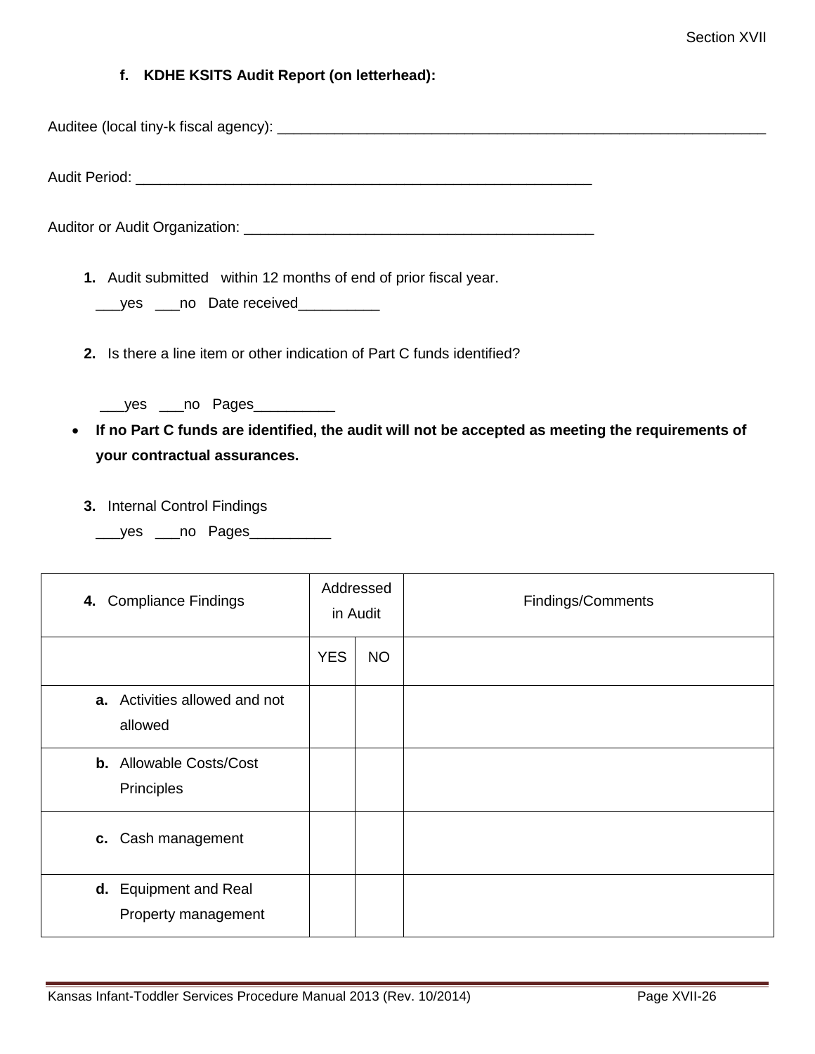**f. KDHE KSITS Audit Report (on letterhead):**

Auditee (local tiny-k fiscal agency): ________________________________________________________________

Audit Period: ____________________________________________________________

Auditor or Audit Organization: ______________________________________________

**1.** Audit submitted within 12 months of end of prior fiscal year.

___yes ___no Date received__________

**2.** Is there a line item or other indication of Part C funds identified?

___yes ___no Pages__________

- **If no Part C funds are identified, the audit will not be accepted as meeting the requirements of your contractual assurances.**

**3.** Internal Control Findings

___yes ___no Pages__________

| **4.** Compliance Findings | Addressed in Audit | | Findings/Comments |
|---|---|---|---|
| | YES | NO | |
| **a.** Activities allowed and not allowed | | | |
| **b.** Allowable Costs/Cost Principles | | | |
| **c.** Cash management | | | |
| **d.** Equipment and Real Property management | | | |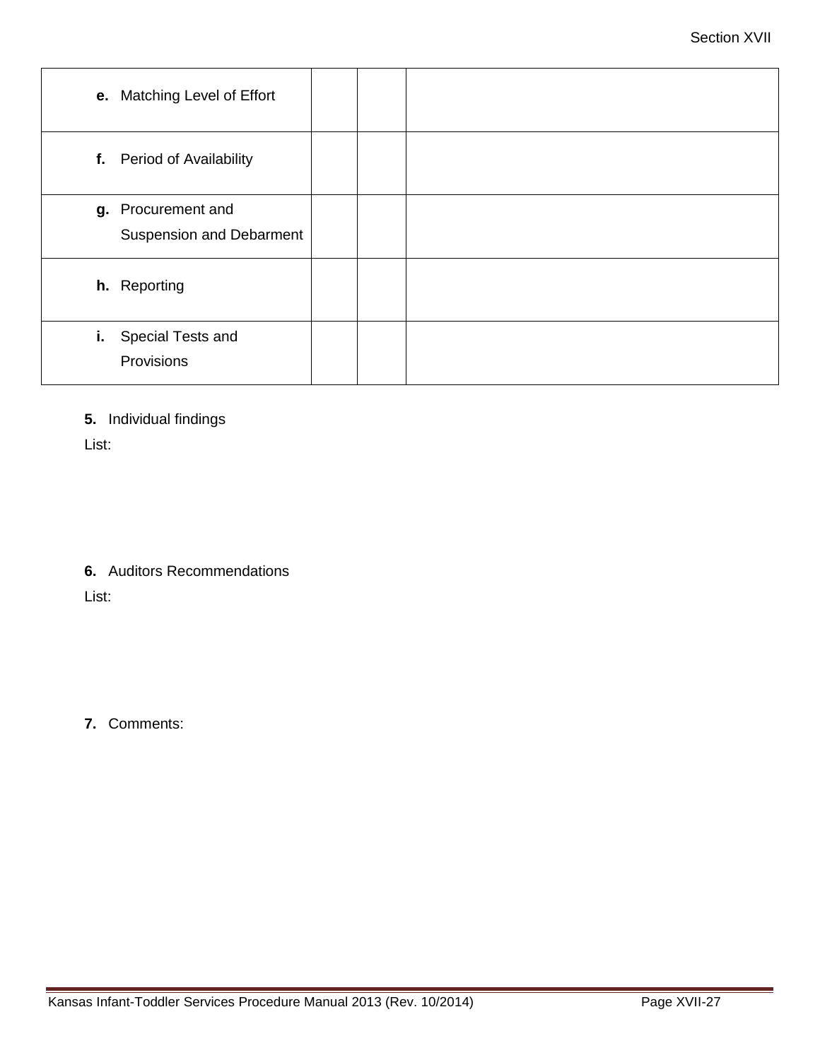| | | | |
|---|---|---|---|
| **e.** Matching Level of Effort | | | |
| **f.** Period of Availability | | | |
| **g.** Procurement and Suspension and Debarment | | | |
| **h.** Reporting | | | |
| **i.** Special Tests and Provisions | | | |

**5.** Individual findings

List:

**6.** Auditors Recommendations

List:

**7.** Comments: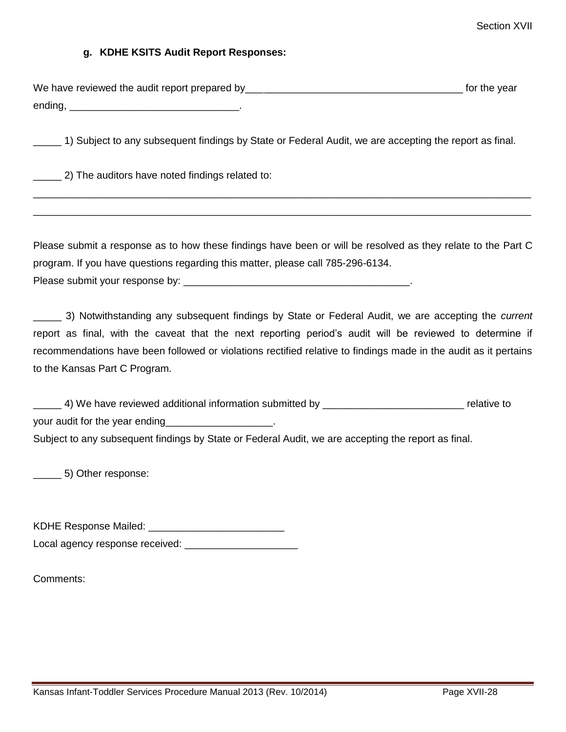### g. KDHE KSITS Audit Report Responses:

We have reviewed the audit report prepared by______________________________________ for the year ending, ______________________________.

_____ 1) Subject to any subsequent findings by State or Federal Audit, we are accepting the report as final.

_____ 2) The auditors have noted findings related to:

______________________________________________________________________________________

______________________________________________________________________________________

Please submit a response as to how these findings have been or will be resolved as they relate to the Part C program. If you have questions regarding this matter, please call 785-296-6134.
Please submit your response by: ________________________________________.

_____ 3) Notwithstanding any subsequent findings by State or Federal Audit, we are accepting the *current* report as final, with the caveat that the next reporting period's audit will be reviewed to determine if recommendations have been followed or violations rectified relative to findings made in the audit as it pertains to the Kansas Part C Program.

_____ 4) We have reviewed additional information submitted by _________________________ relative to your audit for the year ending___________________.
Subject to any subsequent findings by State or Federal Audit, we are accepting the report as final.

_____ 5) Other response:

KDHE Response Mailed: ________________________
Local agency response received: ____________________

Comments: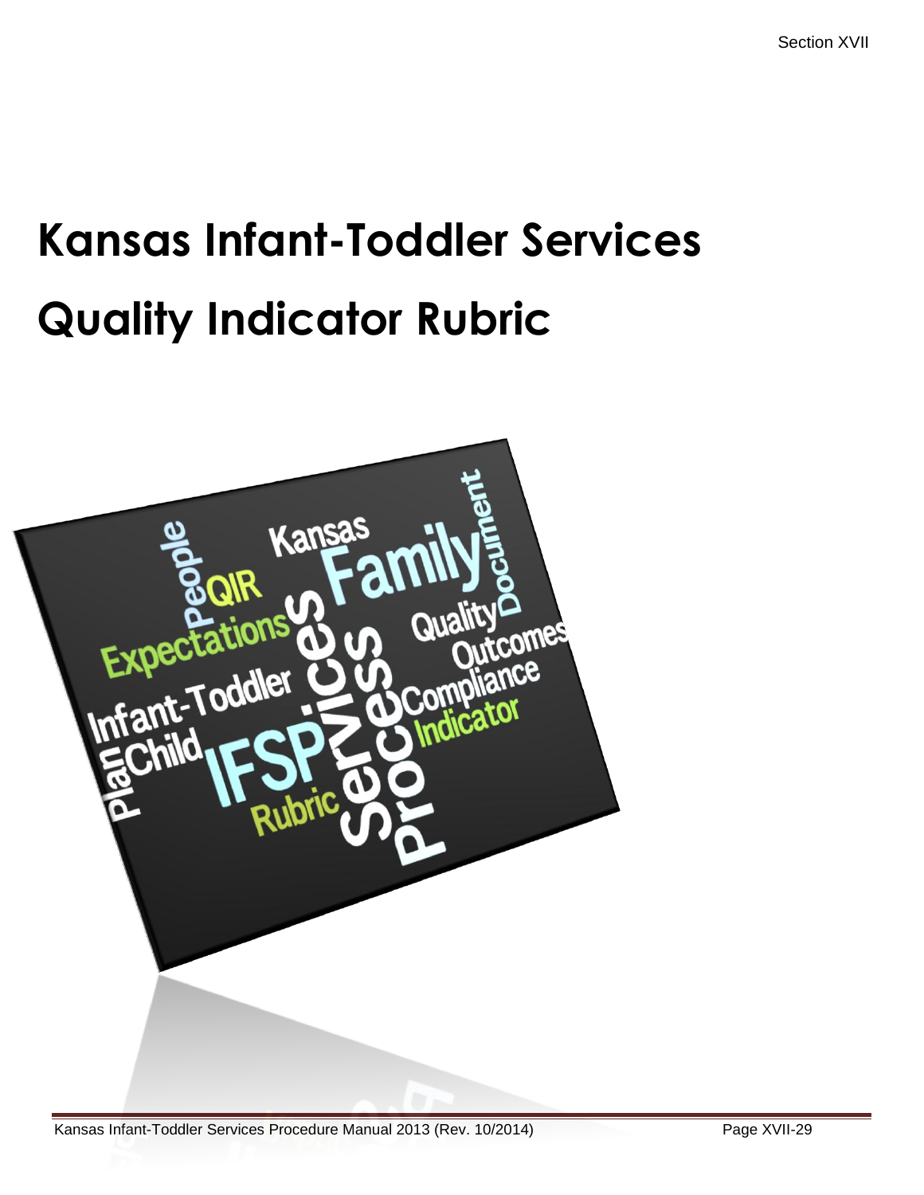# Kansas Infant-Toddler Services

# Quality Indicator Rubric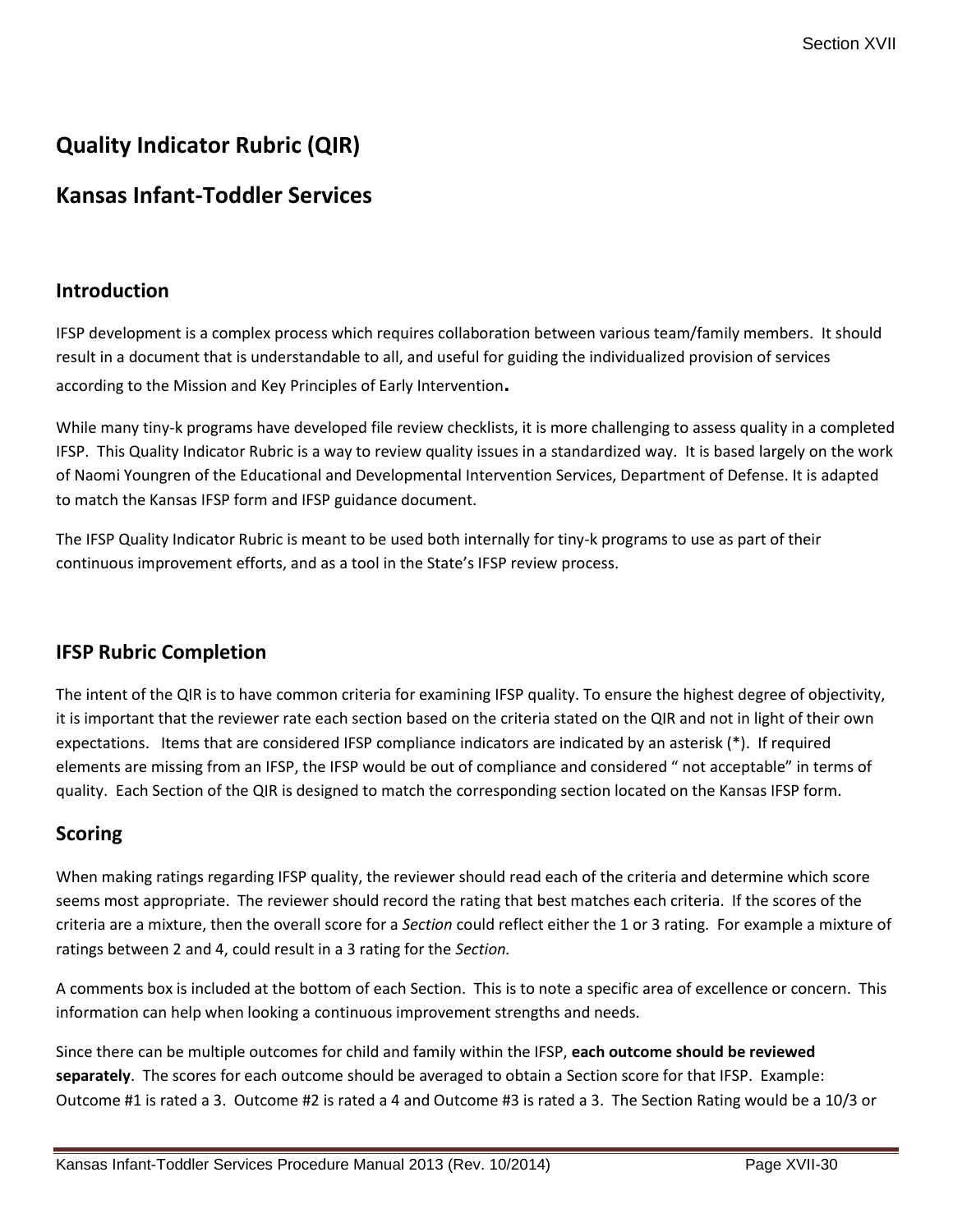# Quality Indicator Rubric (QIR)

# Kansas Infant-Toddler Services

## Introduction

IFSP development is a complex process which requires collaboration between various team/family members. It should result in a document that is understandable to all, and useful for guiding the individualized provision of services according to the Mission and Key Principles of Early Intervention.

While many tiny-k programs have developed file review checklists, it is more challenging to assess quality in a completed IFSP. This Quality Indicator Rubric is a way to review quality issues in a standardized way. It is based largely on the work of Naomi Youngren of the Educational and Developmental Intervention Services, Department of Defense. It is adapted to match the Kansas IFSP form and IFSP guidance document.

The IFSP Quality Indicator Rubric is meant to be used both internally for tiny-k programs to use as part of their continuous improvement efforts, and as a tool in the State's IFSP review process.

## IFSP Rubric Completion

The intent of the QIR is to have common criteria for examining IFSP quality. To ensure the highest degree of objectivity, it is important that the reviewer rate each section based on the criteria stated on the QIR and not in light of their own expectations. Items that are considered IFSP compliance indicators are indicated by an asterisk (*). If required elements are missing from an IFSP, the IFSP would be out of compliance and considered " not acceptable" in terms of quality. Each Section of the QIR is designed to match the corresponding section located on the Kansas IFSP form.

## Scoring

When making ratings regarding IFSP quality, the reviewer should read each of the criteria and determine which score seems most appropriate. The reviewer should record the rating that best matches each criteria. If the scores of the criteria are a mixture, then the overall score for a *Section* could reflect either the 1 or 3 rating. For example a mixture of ratings between 2 and 4, could result in a 3 rating for the *Section.*

A comments box is included at the bottom of each Section. This is to note a specific area of excellence or concern. This information can help when looking a continuous improvement strengths and needs.

Since there can be multiple outcomes for child and family within the IFSP, **each outcome should be reviewed separately**. The scores for each outcome should be averaged to obtain a Section score for that IFSP. Example: Outcome #1 is rated a 3. Outcome #2 is rated a 4 and Outcome #3 is rated a 3. The Section Rating would be a 10/3 or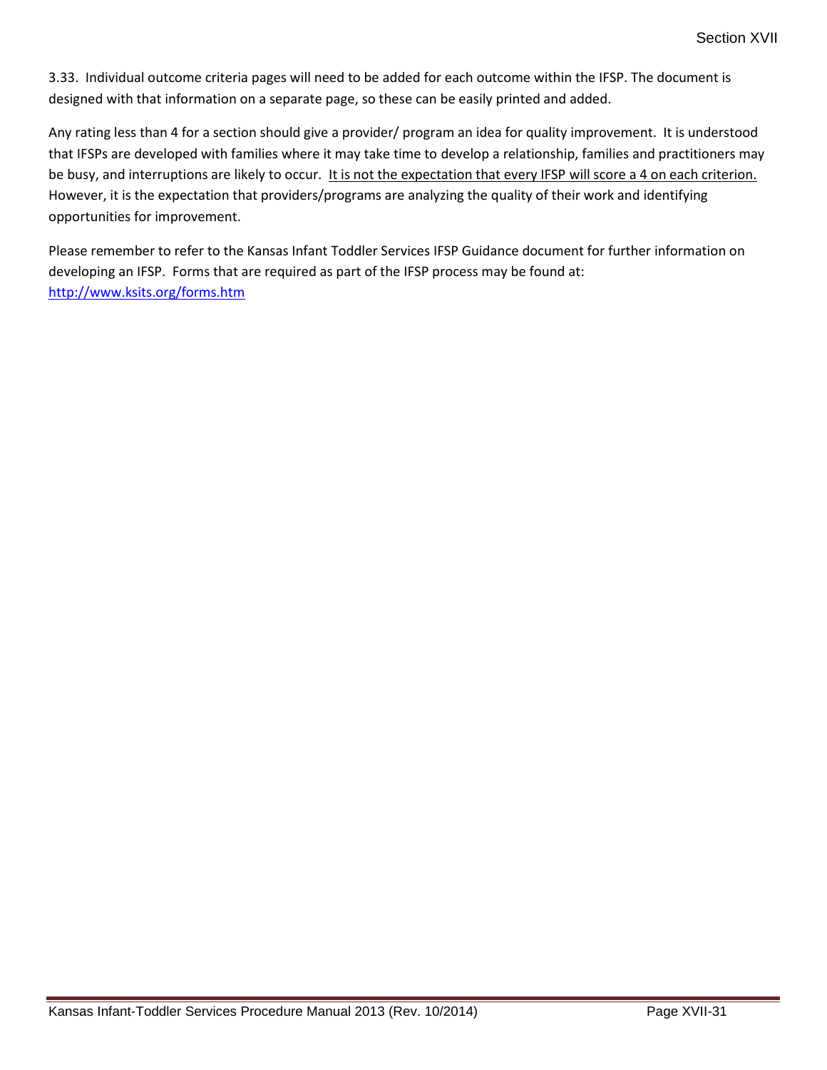3.33. Individual outcome criteria pages will need to be added for each outcome within the IFSP. The document is designed with that information on a separate page, so these can be easily printed and added.

Any rating less than 4 for a section should give a provider/ program an idea for quality improvement. It is understood that IFSPs are developed with families where it may take time to develop a relationship, families and practitioners may be busy, and interruptions are likely to occur. <u>It is not the expectation that every IFSP will score a 4 on each criterion.</u> However, it is the expectation that providers/programs are analyzing the quality of their work and identifying opportunities for improvement.

Please remember to refer to the Kansas Infant Toddler Services IFSP Guidance document for further information on developing an IFSP. Forms that are required as part of the IFSP process may be found at: [http://www.ksits.org/forms.htm](http://www.ksits.org/forms.htm)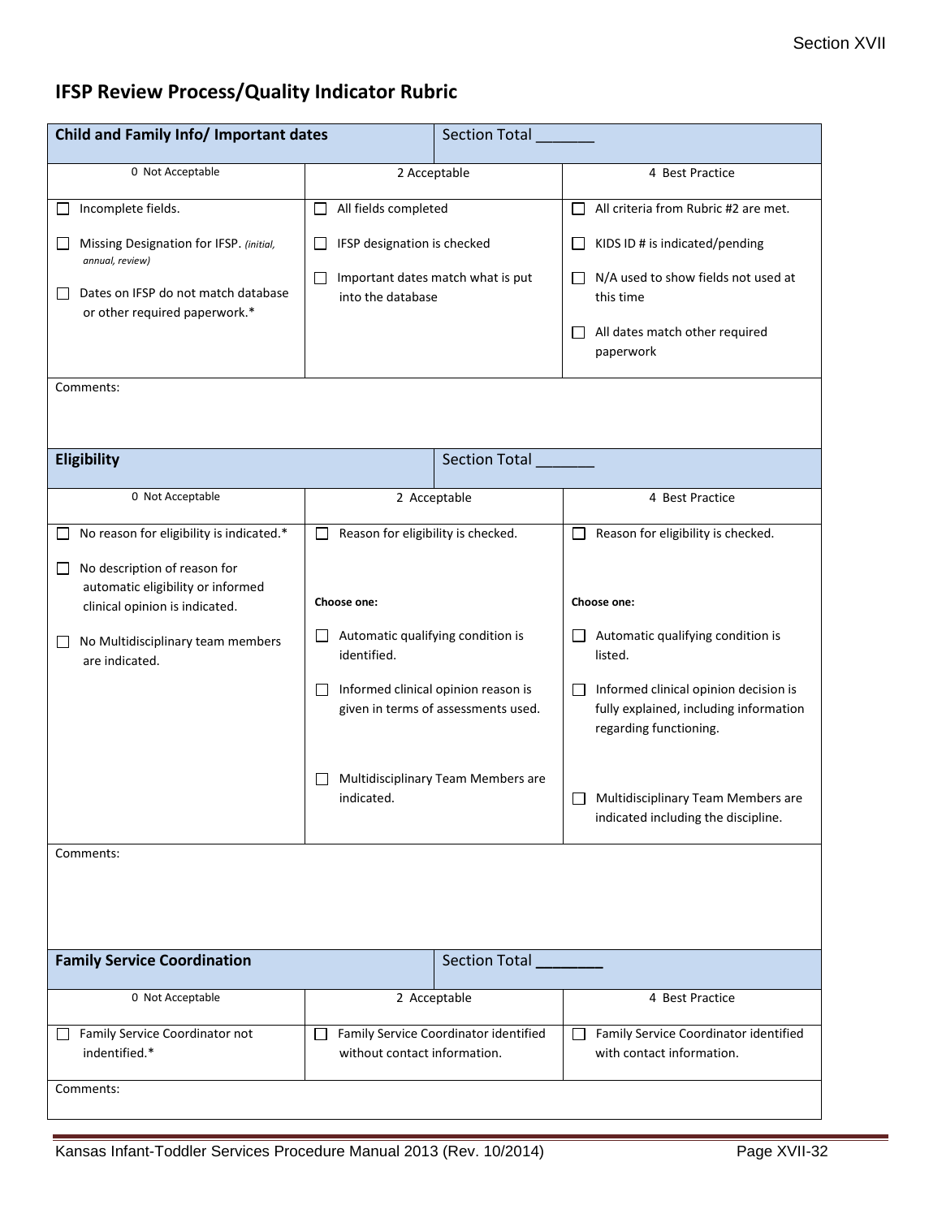## IFSP Review Process/Quality Indicator Rubric

| **Child and Family Info/ Important dates** | Section Total _______ | |
|---|---|---|
| 0 Not Acceptable | 2 Acceptable | 4 Best Practice |
| ☐ Incomplete fields.<br><br>☐ Missing Designation for IFSP. *(initial, annual, review)*<br><br>☐ Dates on IFSP do not match database or other required paperwork.* | ☐ All fields completed<br><br>☐ IFSP designation is checked<br><br>☐ Important dates match what is put into the database | ☐ All criteria from Rubric #2 are met.<br><br>☐ KIDS ID # is indicated/pending<br><br>☐ N/A used to show fields not used at this time<br><br>☐ All dates match other required paperwork |
| Comments: | | |

| **Eligibility** | Section Total _______ | |
|---|---|---|
| 0 Not Acceptable | 2 Acceptable | 4 Best Practice |
| ☐ No reason for eligibility is indicated.*<br><br>☐ No description of reason for automatic eligibility or informed clinical opinion is indicated.<br><br>☐ No Multidisciplinary team members are indicated. | ☐ Reason for eligibility is checked.<br><br>**Choose one:**<br><br>☐ Automatic qualifying condition is identified.<br><br>☐ Informed clinical opinion reason is given in terms of assessments used.<br><br>☐ Multidisciplinary Team Members are indicated. | ☐ Reason for eligibility is checked.<br><br>**Choose one:**<br><br>☐ Automatic qualifying condition is listed.<br><br>☐ Informed clinical opinion decision is fully explained, including information regarding functioning.<br><br>☐ Multidisciplinary Team Members are indicated including the discipline. |
| Comments: | | |

| **Family Service Coordination** | Section Total ________ | |
|---|---|---|
| 0 Not Acceptable | 2 Acceptable | 4 Best Practice |
| ☐ Family Service Coordinator not indentified.* | ☐ Family Service Coordinator identified without contact information. | ☐ Family Service Coordinator identified with contact information. |
| Comments: | | |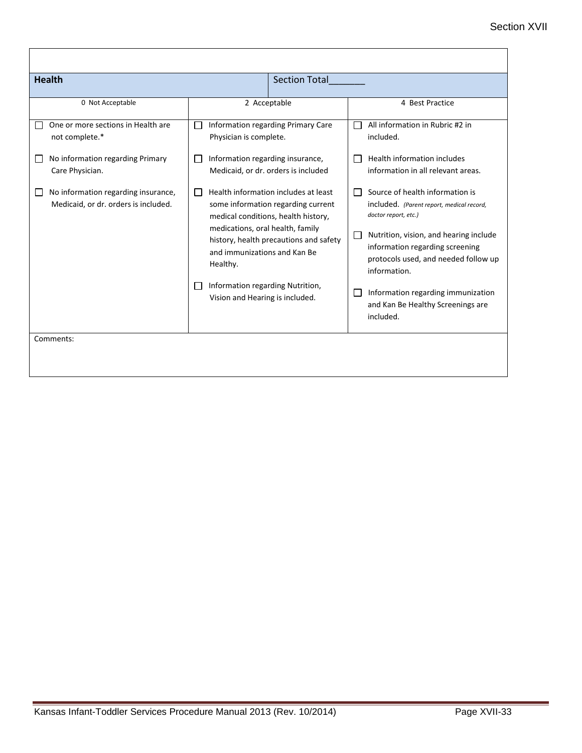| **Health** | Section Total_______ | |
|---|---|---|
| 0 Not Acceptable | 2 Acceptable | 4 Best Practice |
| ☐ One or more sections in Health are not complete.*<br><br>☐ No information regarding Primary Care Physician.<br><br>☐ No information regarding insurance, Medicaid, or dr. orders is included. | ☐ Information regarding Primary Care Physician is complete.<br><br>☐ Information regarding insurance, Medicaid, or dr. orders is included<br><br>☐ Health information includes at least some information regarding current medical conditions, health history, medications, oral health, family history, health precautions and safety and immunizations and Kan Be Healthy.<br><br>☐ Information regarding Nutrition, Vision and Hearing is included. | ☐ All information in Rubric #2 in included.<br><br>☐ Health information includes information in all relevant areas.<br><br>☐ Source of health information is included. *(Parent report, medical record, doctor report, etc.)*<br><br>☐ Nutrition, vision, and hearing include information regarding screening protocols used, and needed follow up information.<br><br>☐ Information regarding immunization and Kan Be Healthy Screenings are included. |
| Comments: | | |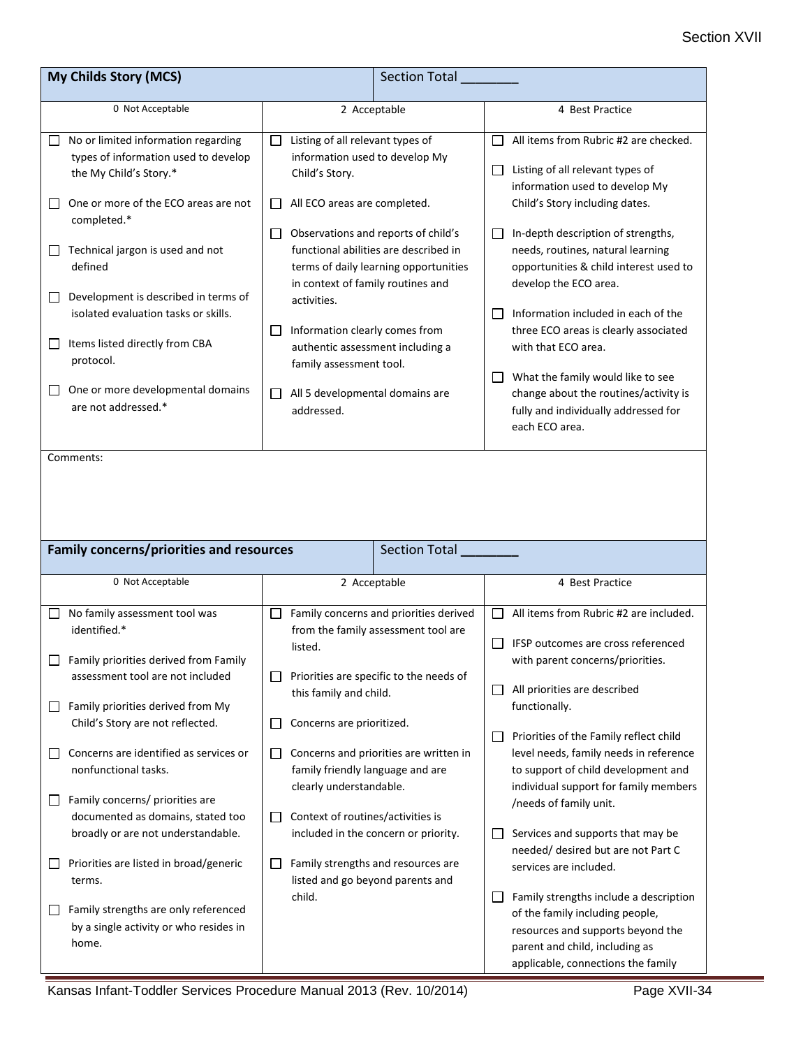| My Childs Story (MCS) | Section Total _______ | |
|---|---|---|
| 0 Not Acceptable | 2 Acceptable | 4 Best Practice |
| ☐ No or limited information regarding types of information used to develop the My Child's Story.*<br><br>☐ One or more of the ECO areas are not completed.*<br><br>☐ Technical jargon is used and not defined<br><br>☐ Development is described in terms of isolated evaluation tasks or skills.<br><br>☐ Items listed directly from CBA protocol.<br><br>☐ One or more developmental domains are not addressed.* | ☐ Listing of all relevant types of information used to develop My Child's Story.<br><br>☐ All ECO areas are completed.<br><br>☐ Observations and reports of child's functional abilities are described in terms of daily learning opportunities in context of family routines and activities.<br><br>☐ Information clearly comes from authentic assessment including a family assessment tool.<br><br>☐ All 5 developmental domains are addressed. | ☐ All items from Rubric #2 are checked.<br><br>☐ Listing of all relevant types of information used to develop My Child's Story including dates.<br><br>☐ In-depth description of strengths, needs, routines, natural learning opportunities & child interest used to develop the ECO area.<br><br>☐ Information included in each of the three ECO areas is clearly associated with that ECO area.<br><br>☐ What the family would like to see change about the routines/activity is fully and individually addressed for each ECO area. |
| Comments: | | |

| Family concerns/priorities and resources | Section Total _______ | |
|---|---|---|
| 0 Not Acceptable | 2 Acceptable | 4 Best Practice |
| ☐ No family assessment tool was identified.*<br><br>☐ Family priorities derived from Family assessment tool are not included<br><br>☐ Family priorities derived from My Child's Story are not reflected.<br><br>☐ Concerns are identified as services or nonfunctional tasks.<br><br>☐ Family concerns/ priorities are documented as domains, stated too broadly or are not understandable.<br><br>☐ Priorities are listed in broad/generic terms.<br><br>☐ Family strengths are only referenced by a single activity or who resides in home. | ☐ Family concerns and priorities derived from the family assessment tool are listed.<br><br>☐ Priorities are specific to the needs of this family and child.<br><br>☐ Concerns are prioritized.<br><br>☐ Concerns and priorities are written in family friendly language and are clearly understandable.<br><br>☐ Context of routines/activities is included in the concern or priority.<br><br>☐ Family strengths and resources are listed and go beyond parents and child. | ☐ All items from Rubric #2 are included.<br><br>☐ IFSP outcomes are cross referenced with parent concerns/priorities.<br><br>☐ All priorities are described functionally.<br><br>☐ Priorities of the Family reflect child level needs, family needs in reference to support of child development and individual support for family members /needs of family unit.<br><br>☐ Services and supports that may be needed/ desired but are not Part C services are included.<br><br>☐ Family strengths include a description of the family including people, resources and supports beyond the parent and child, including as applicable, connections the family |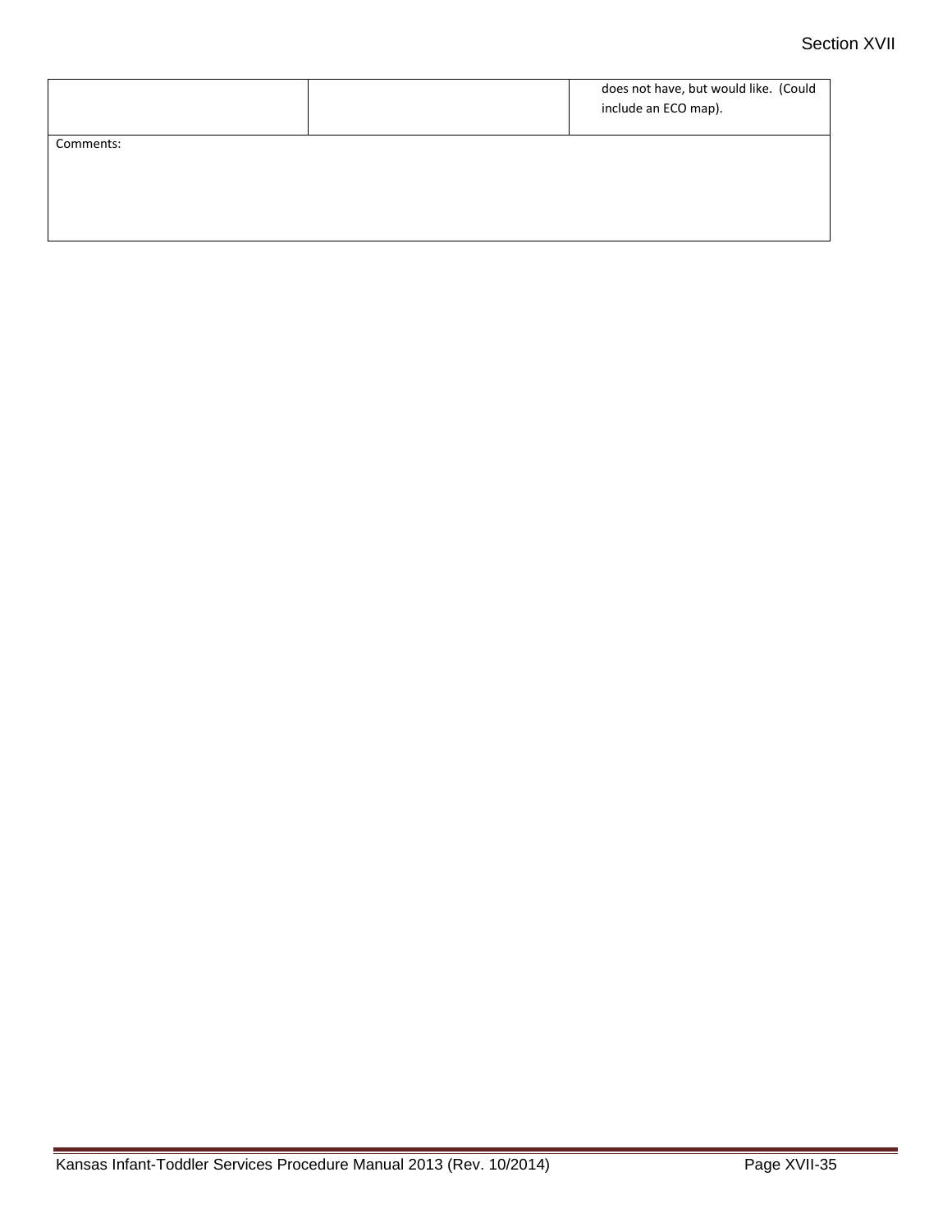| | | |
|---|---|---|
| | | does not have, but would like. (Could include an ECO map). |
| Comments: | | |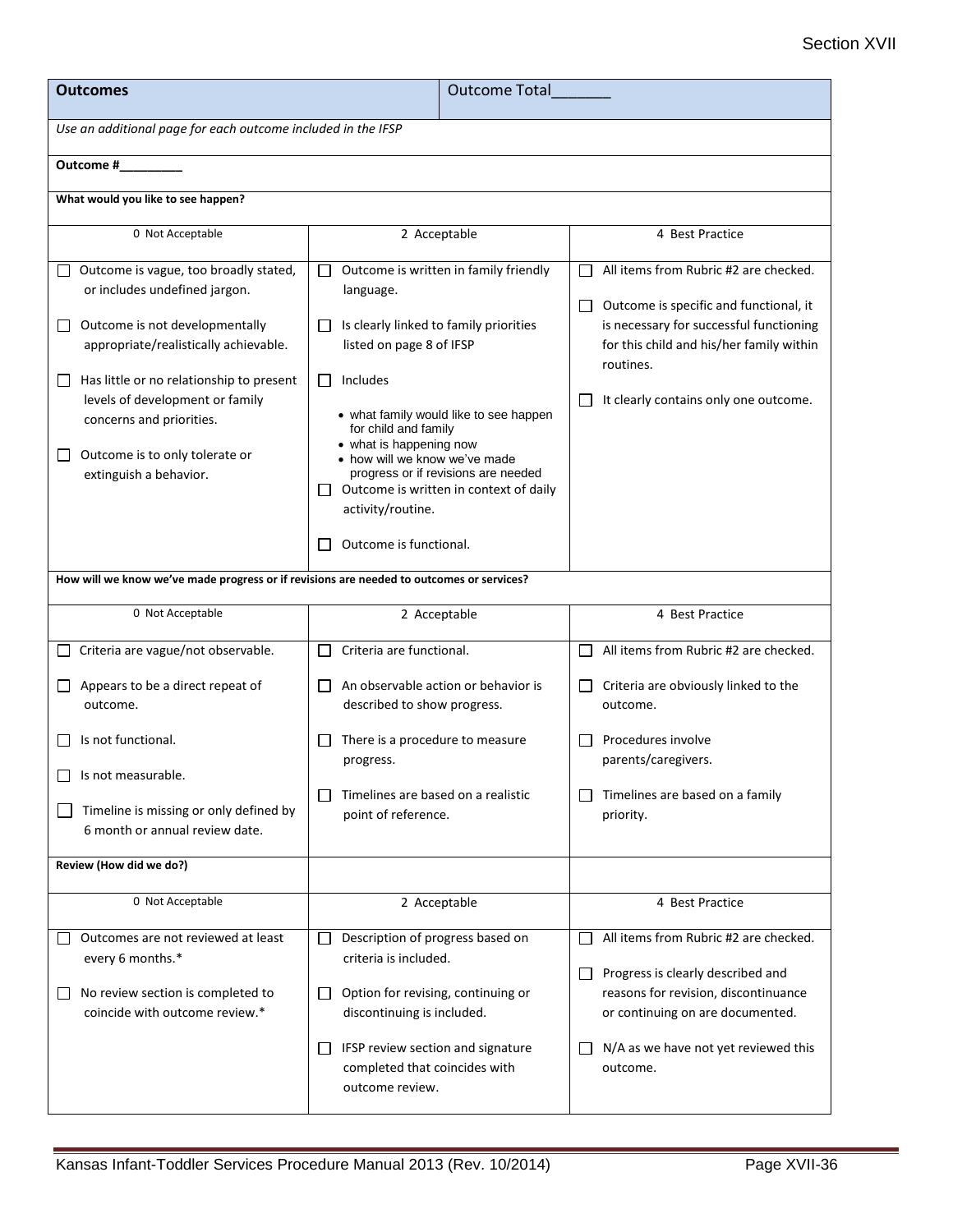| **Outcomes** | Outcome Total_______ | |
|---|---|---|
| *Use an additional page for each outcome included in the IFSP* | | |
| **Outcome #_________** | | |
| **What would you like to see happen?** | | |
| 0 Not Acceptable | 2 Acceptable | 4 Best Practice |
| ☐ Outcome is vague, too broadly stated, or includes undefined jargon.<br><br>☐ Outcome is not developmentally appropriate/realistically achievable.<br><br>☐ Has little or no relationship to present levels of development or family concerns and priorities.<br><br>☐ Outcome is to only tolerate or extinguish a behavior. | ☐ Outcome is written in family friendly language.<br><br>☐ Is clearly linked to family priorities listed on page 8 of IFSP<br><br>☐ Includes<br>• what family would like to see happen for child and family<br>• what is happening now<br>• how will we know we've made progress or if revisions are needed<br>☐ Outcome is written in context of daily activity/routine.<br><br>☐ Outcome is functional. | ☐ All items from Rubric #2 are checked.<br><br>☐ Outcome is specific and functional, it is necessary for successful functioning for this child and his/her family within routines.<br><br>☐ It clearly contains only one outcome. |
| **How will we know we've made progress or if revisions are needed to outcomes or services?** | | |
| 0 Not Acceptable | 2 Acceptable | 4 Best Practice |
| ☐ Criteria are vague/not observable.<br><br>☐ Appears to be a direct repeat of outcome.<br><br>☐ Is not functional.<br><br>☐ Is not measurable.<br><br>☐ Timeline is missing or only defined by 6 month or annual review date. | ☐ Criteria are functional.<br><br>☐ An observable action or behavior is described to show progress.<br><br>☐ There is a procedure to measure progress.<br><br>☐ Timelines are based on a realistic point of reference. | ☐ All items from Rubric #2 are checked.<br><br>☐ Criteria are obviously linked to the outcome.<br><br>☐ Procedures involve parents/caregivers.<br><br>☐ Timelines are based on a family priority. |
| **Review (How did we do?)** | | |
| 0 Not Acceptable | 2 Acceptable | 4 Best Practice |
| ☐ Outcomes are not reviewed at least every 6 months.*<br><br>☐ No review section is completed to coincide with outcome review.* | ☐ Description of progress based on criteria is included.<br><br>☐ Option for revising, continuing or discontinuing is included.<br><br>☐ IFSP review section and signature completed that coincides with outcome review. | ☐ All items from Rubric #2 are checked.<br><br>☐ Progress is clearly described and reasons for revision, discontinuance or continuing on are documented.<br><br>☐ N/A as we have not yet reviewed this outcome. |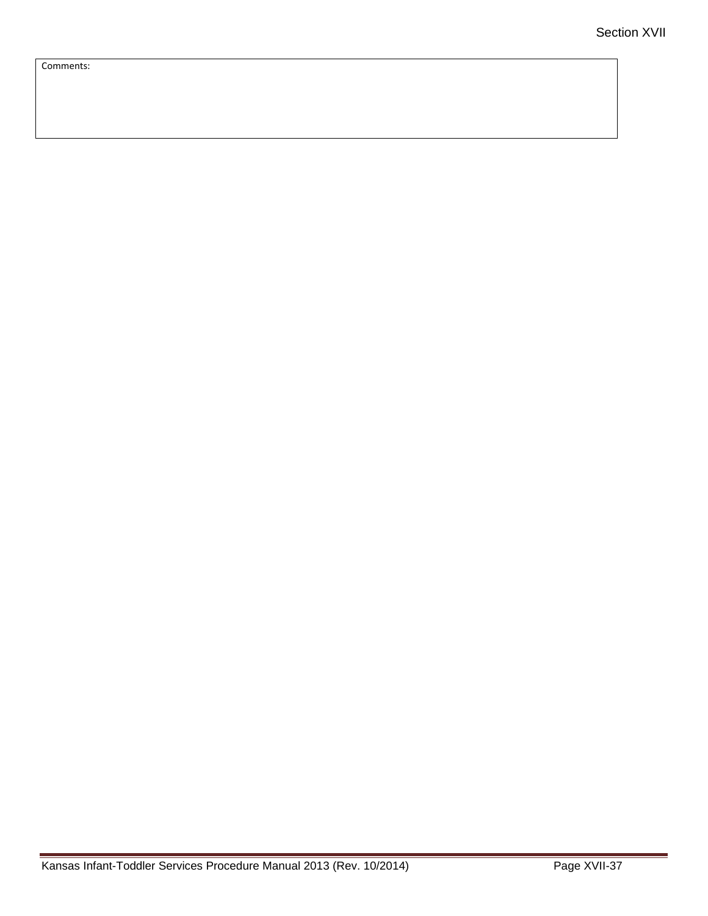| Comments: |
| --- |
|  |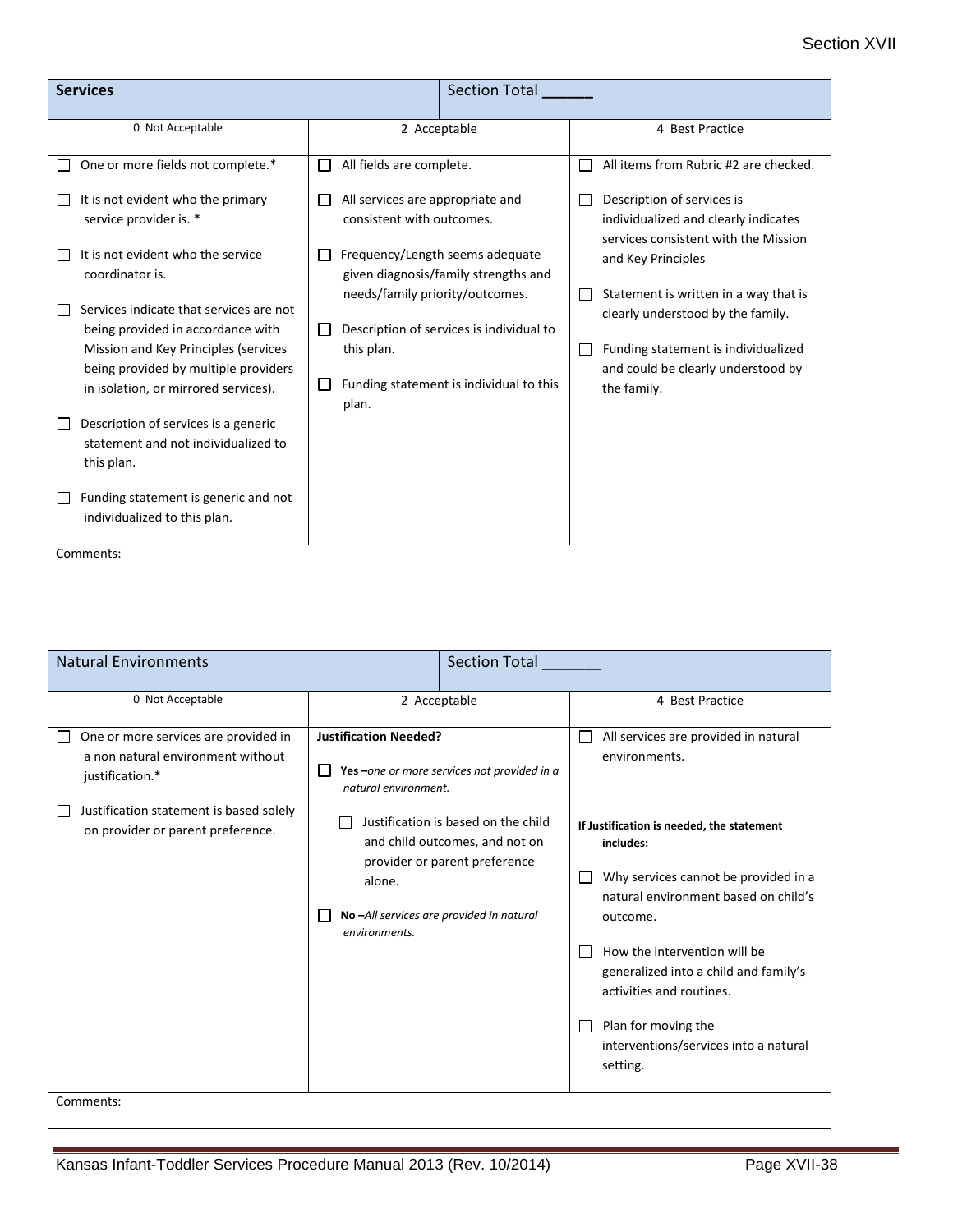| **Services** | Section Total ______ | |
|---|---|---|
| 0 Not Acceptable | 2 Acceptable | 4 Best Practice |
| ☐ One or more fields not complete.*<br><br>☐ It is not evident who the primary service provider is. *<br><br>☐ It is not evident who the service coordinator is.<br><br>☐ Services indicate that services are not being provided in accordance with Mission and Key Principles (services being provided by multiple providers in isolation, or mirrored services).<br><br>☐ Description of services is a generic statement and not individualized to this plan.<br><br>☐ Funding statement is generic and not individualized to this plan. | ☐ All fields are complete.<br><br>☐ All services are appropriate and consistent with outcomes.<br><br>☐ Frequency/Length seems adequate given diagnosis/family strengths and needs/family priority/outcomes.<br><br>☐ Description of services is individual to this plan.<br><br>☐ Funding statement is individual to this plan. | ☐ All items from Rubric #2 are checked.<br><br>☐ Description of services is individualized and clearly indicates services consistent with the Mission and Key Principles<br><br>☐ Statement is written in a way that is clearly understood by the family.<br><br>☐ Funding statement is individualized and could be clearly understood by the family. |
| Comments: | | |

| Natural Environments | Section Total _______ | |
|---|---|---|
| 0 Not Acceptable | 2 Acceptable | 4 Best Practice |
| ☐ One or more services are provided in a non natural environment without justification.*<br><br>☐ Justification statement is based solely on provider or parent preference. | **Justification Needed?**<br><br>☐ **Yes** *–one or more services not provided in a natural environment.*<br><br>☐ Justification is based on the child and child outcomes, and not on provider or parent preference alone.<br><br>☐ **No** *–All services are provided in natural environments.* | ☐ All services are provided in natural environments.<br><br>**If Justification is needed, the statement includes:**<br><br>☐ Why services cannot be provided in a natural environment based on child's outcome.<br><br>☐ How the intervention will be generalized into a child and family's activities and routines.<br><br>☐ Plan for moving the interventions/services into a natural setting. |
| Comments: | | |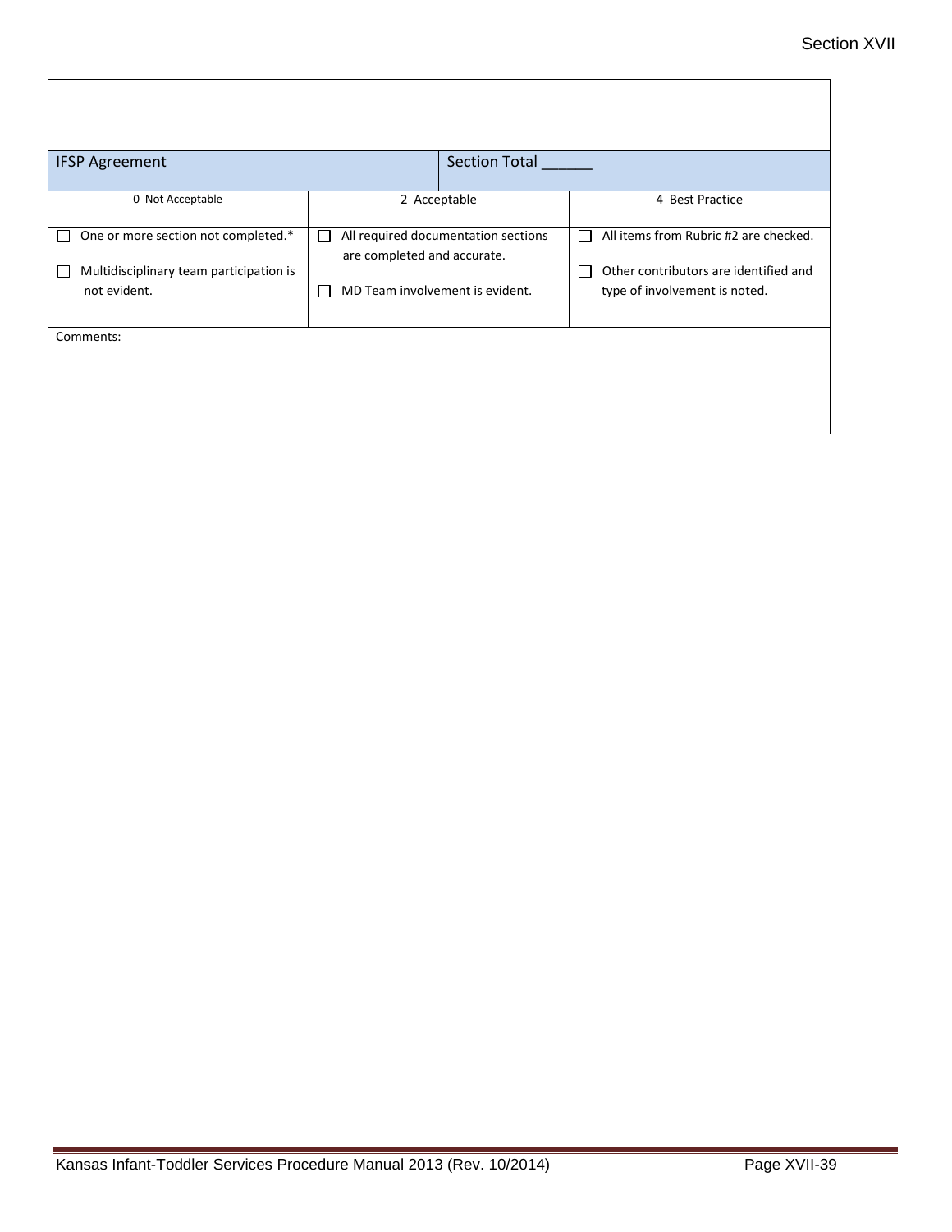| IFSP Agreement | Section Total ______ | |
|---|---|---|
| 0 Not Acceptable | 2 Acceptable | 4 Best Practice |
| ☐ One or more section not completed.* <br> ☐ Multidisciplinary team participation is not evident. | ☐ All required documentation sections are completed and accurate. <br> ☐ MD Team involvement is evident. | ☐ All items from Rubric #2 are checked. <br> ☐ Other contributors are identified and type of involvement is noted. |
| Comments: | | |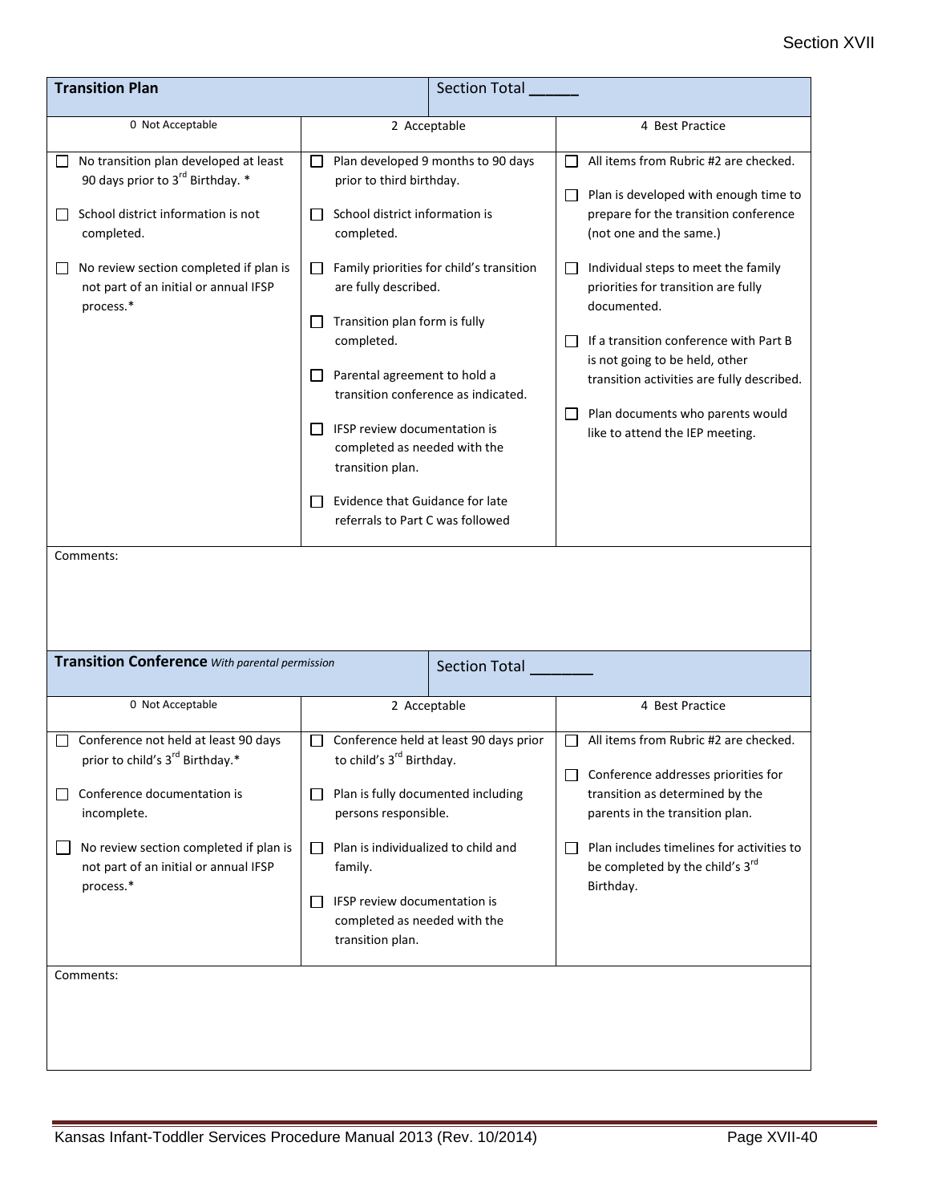| **Transition Plan** | Section Total ______ | |
|---|---|---|
| 0 Not Acceptable | 2 Acceptable | 4 Best Practice |
| ☐ No transition plan developed at least 90 days prior to 3rd Birthday. *<br><br>☐ School district information is not completed.<br><br>☐ No review section completed if plan is not part of an initial or annual IFSP process.* | ☐ Plan developed 9 months to 90 days prior to third birthday.<br><br>☐ School district information is completed.<br><br>☐ Family priorities for child's transition are fully described.<br><br>☐ Transition plan form is fully completed.<br><br>☐ Parental agreement to hold a transition conference as indicated.<br><br>☐ IFSP review documentation is completed as needed with the transition plan.<br><br>☐ Evidence that Guidance for late referrals to Part C was followed | ☐ All items from Rubric #2 are checked.<br><br>☐ Plan is developed with enough time to prepare for the transition conference (not one and the same.)<br><br>☐ Individual steps to meet the family priorities for transition are fully documented.<br><br>☐ If a transition conference with Part B is not going to be held, other transition activities are fully described.<br><br>☐ Plan documents who parents would like to attend the IEP meeting. |
| Comments: | | |

| **Transition Conference** *With parental permission* | Section Total _______ | |
|---|---|---|
| 0 Not Acceptable | 2 Acceptable | 4 Best Practice |
| ☐ Conference not held at least 90 days prior to child's 3rd Birthday.*<br><br>☐ Conference documentation is incomplete.<br><br>☐ No review section completed if plan is not part of an initial or annual IFSP process.* | ☐ Conference held at least 90 days prior to child's 3rd Birthday.<br><br>☐ Plan is fully documented including persons responsible.<br><br>☐ Plan is individualized to child and family.<br><br>☐ IFSP review documentation is completed as needed with the transition plan. | ☐ All items from Rubric #2 are checked.<br><br>☐ Conference addresses priorities for transition as determined by the parents in the transition plan.<br><br>☐ Plan includes timelines for activities to be completed by the child's 3rd Birthday. |
| Comments: | | |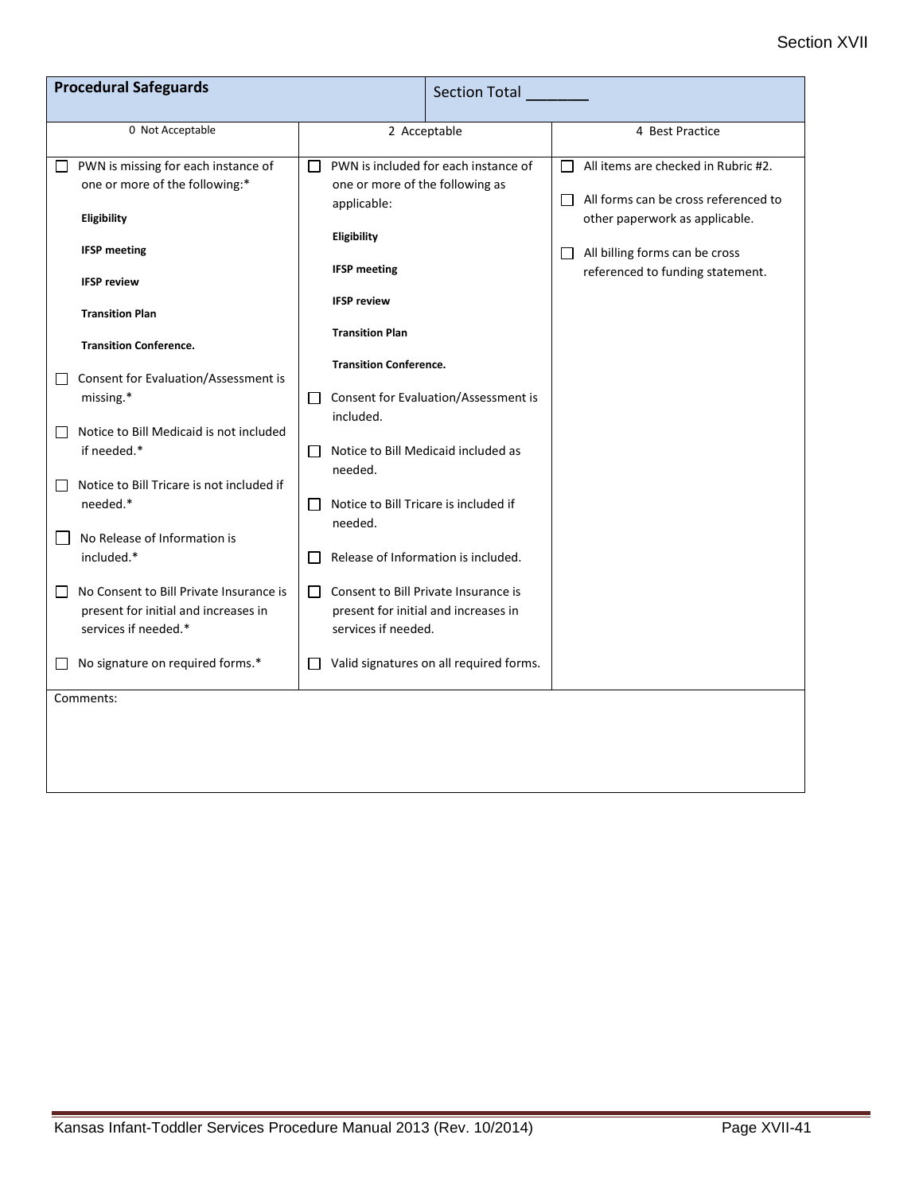| Procedural Safeguards | | Section Total _______ |
|---|---|---|
| 0 Not Acceptable | 2 Acceptable | 4 Best Practice |
| ☐ PWN is missing for each instance of one or more of the following:*<br><br>**Eligibility**<br><br>**IFSP meeting**<br><br>**IFSP review**<br><br>**Transition Plan**<br><br>**Transition Conference.**<br><br>☐ Consent for Evaluation/Assessment is missing.*<br><br>☐ Notice to Bill Medicaid is not included if needed.*<br><br>☐ Notice to Bill Tricare is not included if needed.*<br><br>☐ No Release of Information is included.*<br><br>☐ No Consent to Bill Private Insurance is present for initial and increases in services if needed.*<br><br>☐ No signature on required forms.* | ☐ PWN is included for each instance of one or more of the following as applicable:<br><br>**Eligibility**<br><br>**IFSP meeting**<br><br>**IFSP review**<br><br>**Transition Plan**<br><br>**Transition Conference.**<br><br>☐ Consent for Evaluation/Assessment is included.<br><br>☐ Notice to Bill Medicaid included as needed.<br><br>☐ Notice to Bill Tricare is included if needed.<br><br>☐ Release of Information is included.<br><br>☐ Consent to Bill Private Insurance is present for initial and increases in services if needed.<br><br>☐ Valid signatures on all required forms. | ☐ All items are checked in Rubric #2.<br><br>☐ All forms can be cross referenced to other paperwork as applicable.<br><br>☐ All billing forms can be cross referenced to funding statement. |
| Comments: | | |